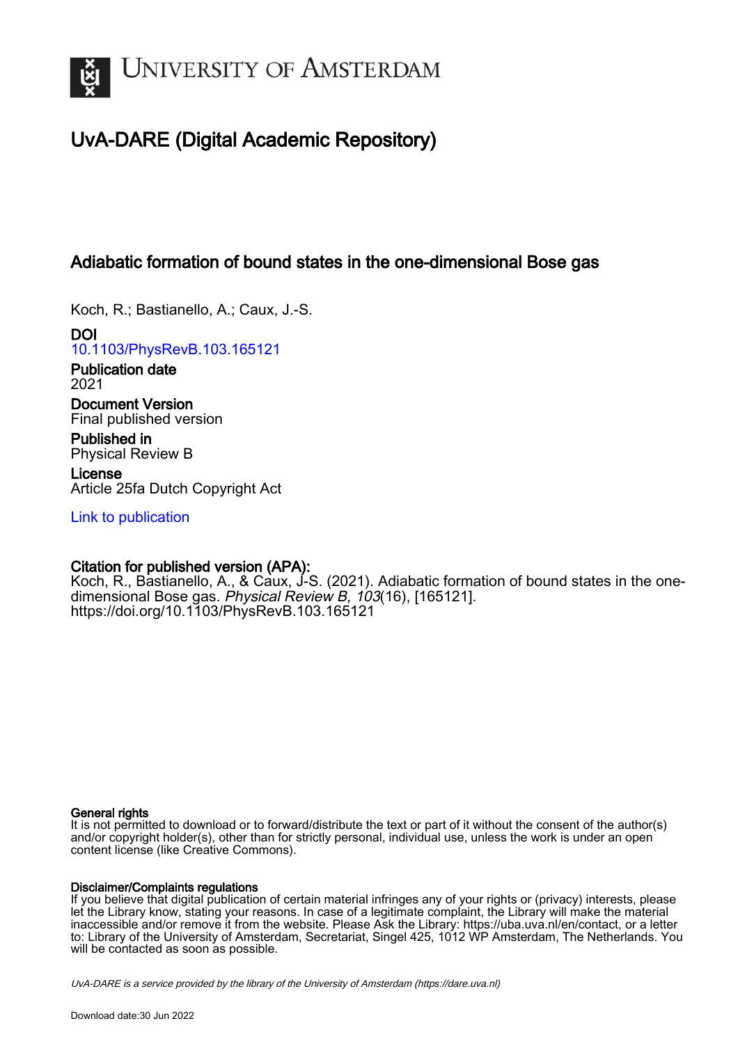# UNIVERSITY OF AMSTERDAM

## UvA-DARE (Digital Academic Repository)

## Adiabatic formation of bound states in the one-dimensional Bose gas

Koch, R.; Bastianello, A.; Caux, J.-S.

**DOI**
10.1103/PhysRevB.103.165121

**Publication date**
2021

**Document Version**
Final published version

**Published in**
Physical Review B

**License**
Article 25fa Dutch Copyright Act

Link to publication

**Citation for published version (APA):**
Koch, R., Bastianello, A., & Caux, J-S. (2021). Adiabatic formation of bound states in the one-dimensional Bose gas. *Physical Review B*, *103*(16), [165121]. https://doi.org/10.1103/PhysRevB.103.165121

**General rights**
It is not permitted to download or to forward/distribute the text or part of it without the consent of the author(s) and/or copyright holder(s), other than for strictly personal, individual use, unless the work is under an open content license (like Creative Commons).

**Disclaimer/Complaints regulations**
If you believe that digital publication of certain material infringes any of your rights or (privacy) interests, please let the Library know, stating your reasons. In case of a legitimate complaint, the Library will make the material inaccessible and/or remove it from the website. Please Ask the Library: https://uba.uva.nl/en/contact, or a letter to: Library of the University of Amsterdam, Secretariat, Singel 425, 1012 WP Amsterdam, The Netherlands. You will be contacted as soon as possible.

*UvA-DARE is a service provided by the library of the University of Amsterdam (https://dare.uva.nl)*

Download date:30 Jun 2022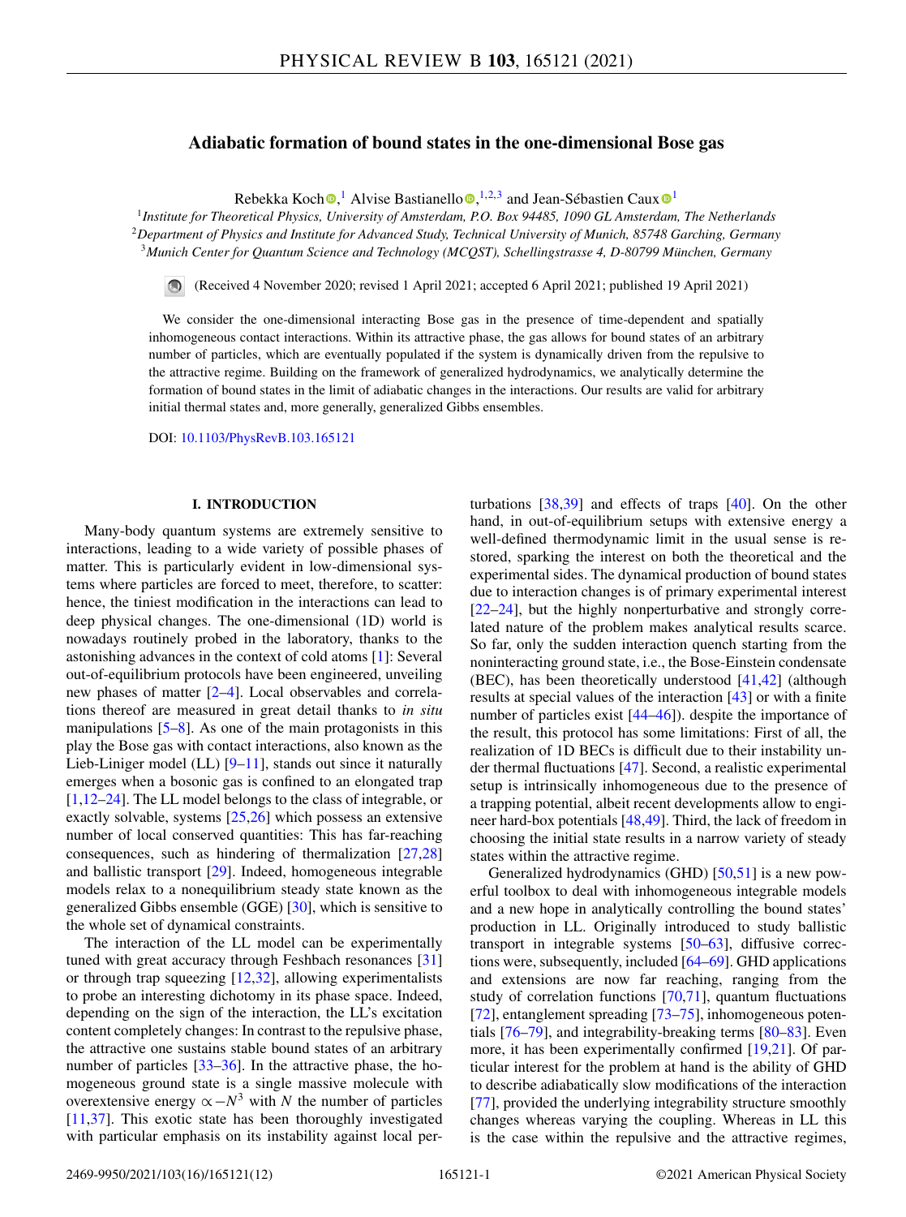# Adiabatic formation of bound states in the one-dimensional Bose gas

Rebekka Koch,[1] Alvise Bastianello,[1,2,3] and Jean-Sébastien Caux[1]

[1]*Institute for Theoretical Physics, University of Amsterdam, P.O. Box 94485, 1090 GL Amsterdam, The Netherlands*
[2]*Department of Physics and Institute for Advanced Study, Technical University of Munich, 85748 Garching, Germany*
[3]*Munich Center for Quantum Science and Technology (MCQST), Schellingstrasse 4, D-80799 München, Germany*

(Received 4 November 2020; revised 1 April 2021; accepted 6 April 2021; published 19 April 2021)

We consider the one-dimensional interacting Bose gas in the presence of time-dependent and spatially inhomogeneous contact interactions. Within its attractive phase, the gas allows for bound states of an arbitrary number of particles, which are eventually populated if the system is dynamically driven from the repulsive to the attractive regime. Building on the framework of generalized hydrodynamics, we analytically determine the formation of bound states in the limit of adiabatic changes in the interactions. Our results are valid for arbitrary initial thermal states and, more generally, generalized Gibbs ensembles.

DOI: 10.1103/PhysRevB.103.165121

## I. INTRODUCTION

Many-body quantum systems are extremely sensitive to interactions, leading to a wide variety of possible phases of matter. This is particularly evident in low-dimensional systems where particles are forced to meet, therefore, to scatter: hence, the tiniest modification in the interactions can lead to deep physical changes. The one-dimensional (1D) world is nowadays routinely probed in the laboratory, thanks to the astonishing advances in the context of cold atoms [1]: Several out-of-equilibrium protocols have been engineered, unveiling new phases of matter [2–4]. Local observables and correlations thereof are measured in great detail thanks to *in situ* manipulations [5–8]. As one of the main protagonists in this play the Bose gas with contact interactions, also known as the Lieb-Liniger model (LL) [9–11], stands out since it naturally emerges when a bosonic gas is confined to an elongated trap [1,12–24]. The LL model belongs to the class of integrable, or exactly solvable, systems [25,26] which possess an extensive number of local conserved quantities: This has far-reaching consequences, such as hindering of thermalization [27,28] and ballistic transport [29]. Indeed, homogeneous integrable models relax to a nonequilibrium steady state known as the generalized Gibbs ensemble (GGE) [30], which is sensitive to the whole set of dynamical constraints.

The interaction of the LL model can be experimentally tuned with great accuracy through Feshbach resonances [31] or through trap squeezing [12,32], allowing experimentalists to probe an interesting dichotomy in its phase space. Indeed, depending on the sign of the interaction, the LL's excitation content completely changes: In contrast to the repulsive phase, the attractive one sustains stable bound states of an arbitrary number of particles [33–36]. In the attractive phase, the homogeneous ground state is a single massive molecule with overextensive energy $\propto -N^3$ with $N$ the number of particles [11,37]. This exotic state has been thoroughly investigated with particular emphasis on its instability against local perturbations [38,39] and effects of traps [40]. On the other hand, in out-of-equilibrium setups with extensive energy a well-defined thermodynamic limit in the usual sense is restored, sparking the interest on both the theoretical and the experimental sides. The dynamical production of bound states due to interaction changes is of primary experimental interest [22–24], but the highly nonperturbative and strongly correlated nature of the problem makes analytical results scarce. So far, only the sudden interaction quench starting from the noninteracting ground state, i.e., the Bose-Einstein condensate (BEC), has been theoretically understood [41,42] (although results at special values of the interaction [43] or with a finite number of particles exist [44–46]). despite the importance of the result, this protocol has some limitations: First of all, the realization of 1D BECs is difficult due to their instability under thermal fluctuations [47]. Second, a realistic experimental setup is intrinsically inhomogeneous due to the presence of a trapping potential, albeit recent developments allow to engineer hard-box potentials [48,49]. Third, the lack of freedom in choosing the initial state results in a narrow variety of steady states within the attractive regime.

Generalized hydrodynamics (GHD) [50,51] is a new powerful toolbox to deal with inhomogeneous integrable models and a new hope in analytically controlling the bound states' production in LL. Originally introduced to study ballistic transport in integrable systems [50–63], diffusive corrections were, subsequently, included [64–69]. GHD applications and extensions are now far reaching, ranging from the study of correlation functions [70,71], quantum fluctuations [72], entanglement spreading [73–75], inhomogeneous potentials [76–79], and integrability-breaking terms [80–83]. Even more, it has been experimentally confirmed [19,21]. Of particular interest for the problem at hand is the ability of GHD to describe adiabatically slow modifications of the interaction [77], provided the underlying integrability structure smoothly changes whereas varying the coupling. Whereas in LL this is the case within the repulsive and the attractive regimes,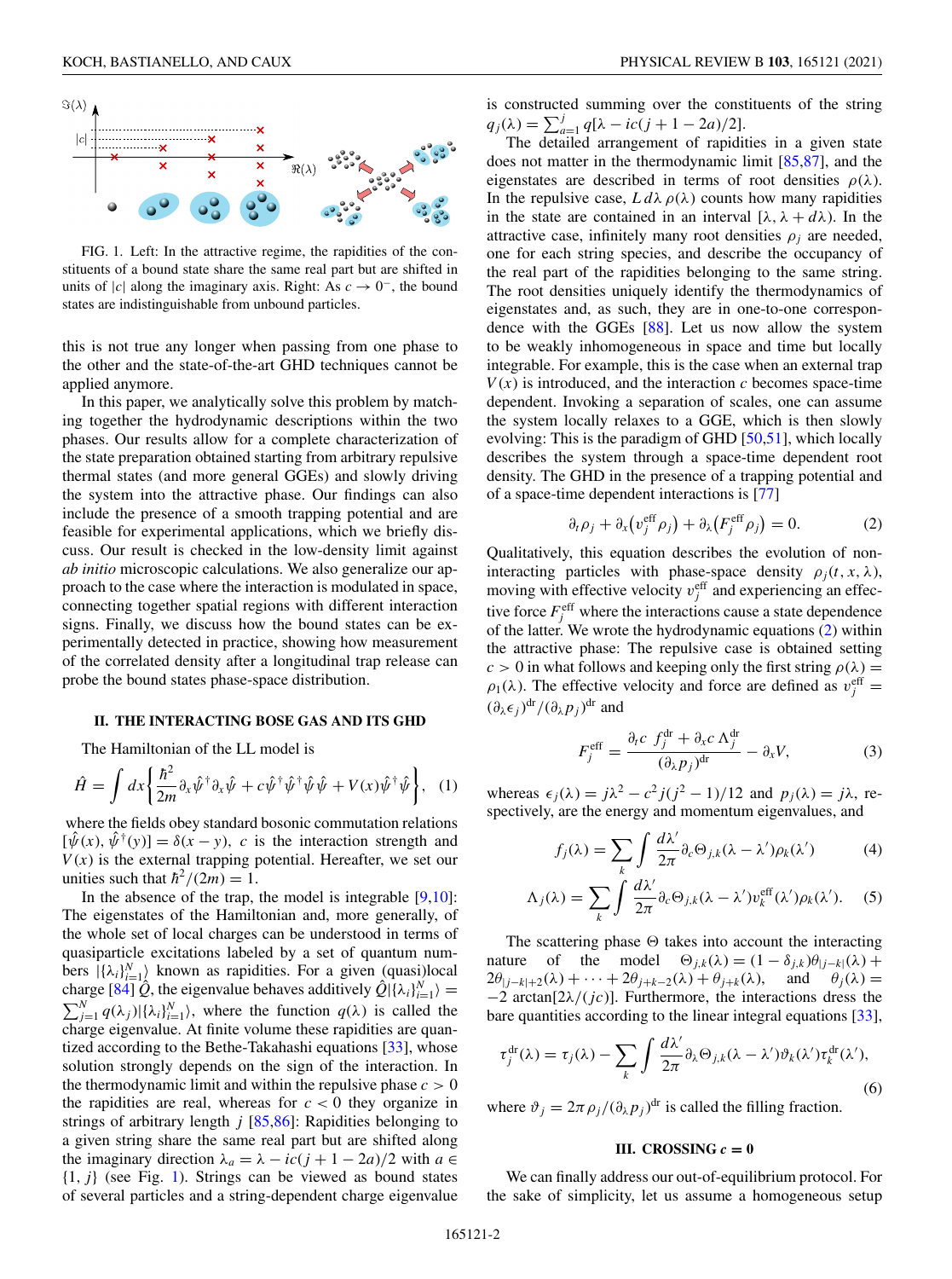FIG. 1. Left: In the attractive regime, the rapidities of the constituents of a bound state share the same real part but are shifted in units of $|c|$ along the imaginary axis. Right: As $c \to 0^-$, the bound states are indistinguishable from unbound particles.

this is not true any longer when passing from one phase to the other and the state-of-the-art GHD techniques cannot be applied anymore.

In this paper, we analytically solve this problem by matching together the hydrodynamic descriptions within the two phases. Our results allow for a complete characterization of the state preparation obtained starting from arbitrary repulsive thermal states (and more general GGEs) and slowly driving the system into the attractive phase. Our findings can also include the presence of a smooth trapping potential and are feasible for experimental applications, which we briefly discuss. Our result is checked in the low-density limit against *ab initio* microscopic calculations. We also generalize our approach to the case where the interaction is modulated in space, connecting together spatial regions with different interaction signs. Finally, we discuss how the bound states can be experimentally detected in practice, showing how measurement of the correlated density after a longitudinal trap release can probe the bound states phase-space distribution.

## II. THE INTERACTING BOSE GAS AND ITS GHD

The Hamiltonian of the LL model is

$$\hat{H} = \int dx \left\{ \frac{\hbar^2}{2m} \partial_x \hat{\psi}^\dagger \partial_x \hat{\psi} + c \hat{\psi}^\dagger \hat{\psi}^\dagger \hat{\psi} \hat{\psi} + V(x) \hat{\psi}^\dagger \hat{\psi} \right\}, \quad (1)$$

where the fields obey standard bosonic commutation relations $[\hat{\psi}(x), \hat{\psi}^\dagger(y)] = \delta(x-y)$, $c$ is the interaction strength and $V(x)$ is the external trapping potential. Hereafter, we set our unities such that $\hbar^2/(2m) = 1$.

In the absence of the trap, the model is integrable [9,10]: The eigenstates of the Hamiltonian and, more generally, of the whole set of local charges can be understood in terms of quasiparticle excitations labeled by a set of quantum numbers $|\{\lambda_i\}_{i=1}^N\rangle$ known as rapidities. For a given (quasi)local charge [84] $\hat{Q}$, the eigenvalue behaves additively $\hat{Q}|\{\lambda_i\}_{i=1}^N\rangle = \sum_{j=1}^N q(\lambda_j)|\{\lambda_i\}_{i=1}^N\rangle$, where the function $q(\lambda)$ is called the charge eigenvalue. At finite volume these rapidities are quantized according to the Bethe-Takahashi equations [33], whose solution strongly depends on the sign of the interaction. In the thermodynamic limit and within the repulsive phase $c > 0$ the rapidities are real, whereas for $c < 0$ they organize in strings of arbitrary length $j$ [85,86]: Rapidities belonging to a given string share the same real part but are shifted along the imaginary direction $\lambda_a = \lambda - ic(j+1-2a)/2$ with $a \in \{1, j\}$ (see Fig. 1). Strings can be viewed as bound states of several particles and a string-dependent charge eigenvalue is constructed summing over the constituents of the string $q_j(\lambda) = \sum_{a=1}^j q[\lambda - ic(j+1-2a)/2]$.

The detailed arrangement of rapidities in a given state does not matter in the thermodynamic limit [85,87], and the eigenstates are described in terms of root densities $\rho(\lambda)$. In the repulsive case, $L\, d\lambda\, \rho(\lambda)$ counts how many rapidities in the state are contained in an interval $[\lambda, \lambda + d\lambda)$. In the attractive case, infinitely many root densities $\rho_j$ are needed, one for each string species, and describe the occupancy of the real part of the rapidities belonging to the same string. The root densities uniquely identify the thermodynamics of eigenstates and, as such, they are in one-to-one correspondence with the GGEs [88]. Let us now allow the system to be weakly inhomogeneous in space and time but locally integrable. For example, this is the case when an external trap $V(x)$ is introduced, and the interaction $c$ becomes space-time dependent. Invoking a separation of scales, one can assume the system locally relaxes to a GGE, which is then slowly evolving: This is the paradigm of GHD [50,51], which locally describes the system through a space-time dependent root density. The GHD in the presence of a trapping potential and of a space-time dependent interactions is [77]

$$\partial_t \rho_j + \partial_x \left( v_j^{\text{eff}} \rho_j \right) + \partial_\lambda \left( F_j^{\text{eff}} \rho_j \right) = 0. \quad (2)$$

Qualitatively, this equation describes the evolution of noninteracting particles with phase-space density $\rho_j(t, x, \lambda)$, moving with effective velocity $v_j^{\text{eff}}$ and experiencing an effective force $F_j^{\text{eff}}$ where the interactions cause a state dependence of the latter. We wrote the hydrodynamic equations (2) within the attractive phase: The repulsive case is obtained setting $c > 0$ in what follows and keeping only the first string $\rho(\lambda) = \rho_1(\lambda)$. The effective velocity and force are defined as $v_j^{\text{eff}} = (\partial_\lambda \epsilon_j)^{\text{dr}} / (\partial_\lambda p_j)^{\text{dr}}$ and

$$F_j^{\text{eff}} = \frac{\partial_t c\ f_j^{\text{dr}} + \partial_x c\ \Lambda_j^{\text{dr}}}{(\partial_\lambda p_j)^{\text{dr}}} - \partial_x V, \quad (3)$$

whereas $\epsilon_j(\lambda) = j\lambda^2 - c^2 j(j^2-1)/12$ and $p_j(\lambda) = j\lambda$, respectively, are the energy and momentum eigenvalues, and

$$f_j(\lambda) = \sum_k \int \frac{d\lambda'}{2\pi} \partial_c \Theta_{j,k}(\lambda - \lambda') \rho_k(\lambda') \quad (4)$$

$$\Lambda_j(\lambda) = \sum_k \int \frac{d\lambda'}{2\pi} \partial_c \Theta_{j,k}(\lambda - \lambda') v_k^{\text{eff}}(\lambda') \rho_k(\lambda'). \quad (5)$$

The scattering phase $\Theta$ takes into account the interacting nature of the model $\Theta_{j,k}(\lambda) = (1 - \delta_{j,k})\theta_{|j-k|}(\lambda) + 2\theta_{|j-k|+2}(\lambda) + \cdots + 2\theta_{j+k-2}(\lambda) + \theta_{j+k}(\lambda)$, and $\theta_j(\lambda) = -2\arctan[2\lambda/(jc)]$. Furthermore, the interactions dress the bare quantities according to the linear integral equations [33],

$$\tau_j^{\text{dr}}(\lambda) = \tau_j(\lambda) - \sum_k \int \frac{d\lambda'}{2\pi} \partial_\lambda \Theta_{j,k}(\lambda - \lambda') \vartheta_k(\lambda') \tau_k^{\text{dr}}(\lambda'), \quad (6)$$

where $\vartheta_j = 2\pi\rho_j / (\partial_\lambda p_j)^{\text{dr}}$ is called the filling fraction.

## III. CROSSING $c = 0$

We can finally address our out-of-equilibrium protocol. For the sake of simplicity, let us assume a homogeneous setup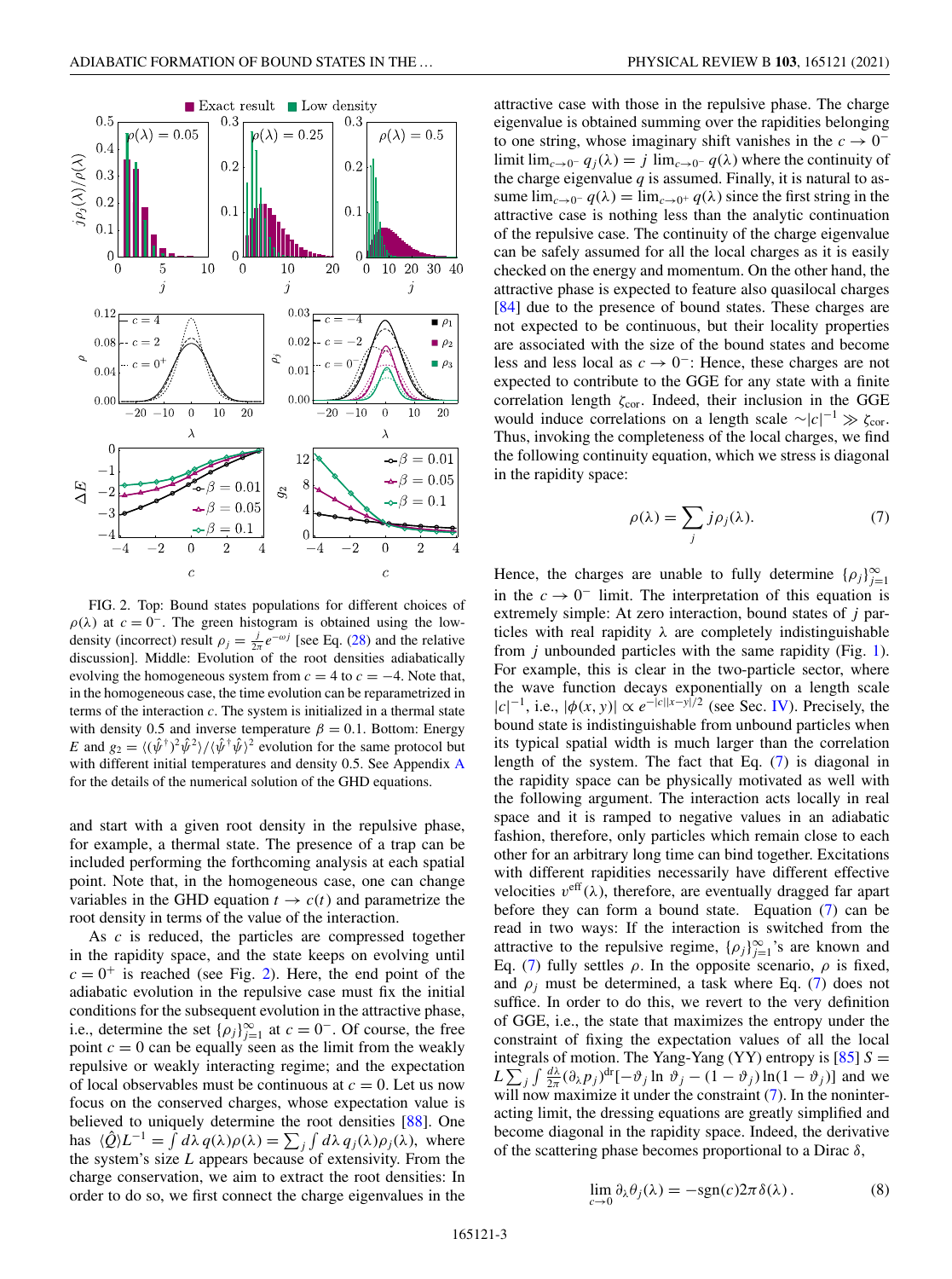FIG. 2. Top: Bound states populations for different choices of $\rho(\lambda)$ at $c = 0^-$. The green histogram is obtained using the low-density (incorrect) result $\rho_j = \frac{j}{2\pi}e^{-\omega j}$ [see Eq. (28) and the relative discussion]. Middle: Evolution of the root densities adiabatically evolving the homogeneous system from $c = 4$ to $c = -4$. Note that, in the homogeneous case, the time evolution can be reparametrized in terms of the interaction $c$. The system is initialized in a thermal state with density 0.5 and inverse temperature $\beta = 0.1$. Bottom: Energy $E$ and $g_2 = \langle(\hat{\psi}^\dagger)^2\hat{\psi}^2\rangle/\langle\hat{\psi}^\dagger\hat{\psi}\rangle^2$ evolution for the same protocol but with different initial temperatures and density 0.5. See Appendix A for the details of the numerical solution of the GHD equations.

and start with a given root density in the repulsive phase, for example, a thermal state. The presence of a trap can be included performing the forthcoming analysis at each spatial point. Note that, in the homogeneous case, one can change variables in the GHD equation $t \to c(t)$ and parametrize the root density in terms of the value of the interaction.

As $c$ is reduced, the particles are compressed together in the rapidity space, and the state keeps on evolving until $c = 0^+$ is reached (see Fig. 2). Here, the end point of the adiabatic evolution in the repulsive case must fix the initial conditions for the subsequent evolution in the attractive phase, i.e., determine the set $\{\rho_j\}_{j=1}^\infty$ at $c = 0^-$. Of course, the free point $c = 0$ can be equally seen as the limit from the weakly repulsive or weakly interacting regime; and the expectation of local observables must be continuous at $c = 0$. Let us now focus on the conserved charges, whose expectation value is believed to uniquely determine the root densities [88]. One has $\langle\hat{Q}\rangle L^{-1} = \int d\lambda\, q(\lambda)\rho(\lambda) = \sum_j \int d\lambda\, q_j(\lambda)\rho_j(\lambda)$, where the system's size $L$ appears because of extensivity. From the charge conservation, we aim to extract the root densities: In order to do so, we first connect the charge eigenvalues in the attractive case with those in the repulsive phase. The charge eigenvalue is obtained summing over the rapidities belonging to one string, whose imaginary shift vanishes in the $c \to 0^-$ limit $\lim_{c\to 0^-} q_j(\lambda) = j \lim_{c\to 0^-} q(\lambda)$ where the continuity of the charge eigenvalue $q$ is assumed. Finally, it is natural to assume $\lim_{c\to 0^-} q(\lambda) = \lim_{c\to 0^+} q(\lambda)$ since the first string in the attractive case is nothing less than the analytic continuation of the repulsive case. The continuity of the charge eigenvalue can be safely assumed for all the local charges as it is easily checked on the energy and momentum. On the other hand, the attractive phase is expected to feature also quasilocal charges [84] due to the presence of bound states. These charges are not expected to be continuous, but their locality properties are associated with the size of the bound states and become less and less local as $c \to 0^-$: Hence, these charges are not expected to contribute to the GGE for any state with a finite correlation length $\zeta_{\text{cor}}$. Indeed, their inclusion in the GGE would induce correlations on a length scale $\sim |c|^{-1} \gg \zeta_{\text{cor}}$. Thus, invoking the completeness of the local charges, we find the following continuity equation, which we stress is diagonal in the rapidity space:

$$\rho(\lambda) = \sum_j j\rho_j(\lambda). \tag{7}$$

Hence, the charges are unable to fully determine $\{\rho_j\}_{j=1}^\infty$ in the $c \to 0^-$ limit. The interpretation of this equation is extremely simple: At zero interaction, bound states of $j$ particles with real rapidity $\lambda$ are completely indistinguishable from $j$ unbounded particles with the same rapidity (Fig. 1). For example, this is clear in the two-particle sector, where the wave function decays exponentially on a length scale $|c|^{-1}$, i.e., $|\phi(x, y)| \propto e^{-|c||x-y|/2}$ (see Sec. IV). Precisely, the bound state is indistinguishable from unbound particles when its typical spatial width is much larger than the correlation length of the system. The fact that Eq. (7) is diagonal in the rapidity space can be physically motivated as well with the following argument. The interaction acts locally in real space and it is ramped to negative values in an adiabatic fashion, therefore, only particles which remain close to each other for an arbitrary long time can bind together. Excitations with different rapidities necessarily have different effective velocities $v^{\text{eff}}(\lambda)$, therefore, are eventually dragged far apart before they can form a bound state. Equation (7) can be read in two ways: If the interaction is switched from the attractive to the repulsive regime, $\{\rho_j\}_{j=1}^\infty$'s are known and Eq. (7) fully settles $\rho$. In the opposite scenario, $\rho$ is fixed, and $\rho_j$ must be determined, a task where Eq. (7) does not suffice. In order to do this, we revert to the very definition of GGE, i.e., the state that maximizes the entropy under the constraint of fixing the expectation values of all the local integrals of motion. The Yang-Yang (YY) entropy is [85] $S = L\sum_j \int \frac{d\lambda}{2\pi}(\partial_\lambda p_j)^{\text{dr}}[-\vartheta_j \ln \vartheta_j - (1-\vartheta_j)\ln(1-\vartheta_j)]$ and we will now maximize it under the constraint (7). In the noninteracting limit, the dressing equations are greatly simplified and become diagonal in the rapidity space. Indeed, the derivative of the scattering phase becomes proportional to a Dirac $\delta$,

$$\lim_{c\to 0} \partial_\lambda \theta_j(\lambda) = -\text{sgn}(c)2\pi\delta(\lambda). \tag{8}$$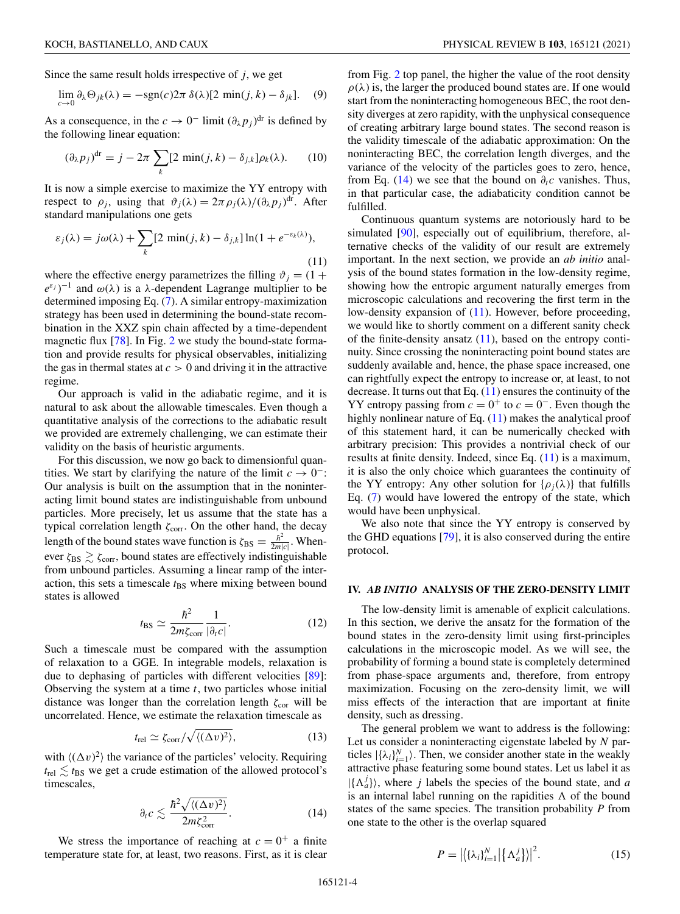Since the same result holds irrespective of $j$, we get

$$\lim_{c\to 0} \partial_\lambda \Theta_{jk}(\lambda) = -\text{sgn}(c) 2\pi\, \delta(\lambda)[2\, \min(j,k) - \delta_{jk}]. \quad (9)$$

As a consequence, in the $c \to 0^-$ limit $(\partial_\lambda p_j)^{\text{dr}}$ is defined by the following linear equation:

$$(\partial_\lambda p_j)^{\text{dr}} = j - 2\pi \sum_k [2\, \min(j,k) - \delta_{j,k}]\rho_k(\lambda). \quad (10)$$

It is now a simple exercise to maximize the YY entropy with respect to $\rho_j$, using that $\vartheta_j(\lambda) = 2\pi \rho_j(\lambda)/(\partial_\lambda p_j)^{\text{dr}}$. After standard manipulations one gets

$$\varepsilon_j(\lambda) = j\omega(\lambda) + \sum_k [2\, \min(j,k) - \delta_{j,k}] \ln(1 + e^{-\varepsilon_k(\lambda)}), \quad (11)$$

where the effective energy parametrizes the filling $\vartheta_j = (1 + e^{\varepsilon_j})^{-1}$ and $\omega(\lambda)$ is a $\lambda$-dependent Lagrange multiplier to be determined imposing Eq. (7). A similar entropy-maximization strategy has been used in determining the bound-state recombination in the XXZ spin chain affected by a time-dependent magnetic flux [78]. In Fig. 2 we study the bound-state formation and provide results for physical observables, initializing the gas in thermal states at $c > 0$ and driving it in the attractive regime.

Our approach is valid in the adiabatic regime, and it is natural to ask about the allowable timescales. Even though a quantitative analysis of the corrections to the adiabatic result we provided are extremely challenging, we can estimate their validity on the basis of heuristic arguments.

For this discussion, we now go back to dimensionful quantities. We start by clarifying the nature of the limit $c \to 0^-$: Our analysis is built on the assumption that in the noninteracting limit bound states are indistinguishable from unbound particles. More precisely, let us assume that the state has a typical correlation length $\zeta_{\text{corr}}$. On the other hand, the decay length of the bound states wave function is $\zeta_{\text{BS}} = \frac{\hbar^2}{2m|c|}$. Whenever $\zeta_{\text{BS}} \gtrsim \zeta_{\text{corr}}$, bound states are effectively indistinguishable from unbound particles. Assuming a linear ramp of the interaction, this sets a timescale $t_{\text{BS}}$ where mixing between bound states is allowed

$$t_{\text{BS}} \simeq \frac{\hbar^2}{2m\zeta_{\text{corr}}} \frac{1}{|\partial_t c|}. \quad (12)$$

Such a timescale must be compared with the assumption of relaxation to a GGE. In integrable models, relaxation is due to dephasing of particles with different velocities [89]: Observing the system at a time $t$, two particles whose initial distance was longer than the correlation length $\zeta_{\text{cor}}$ will be uncorrelated. Hence, we estimate the relaxation timescale as

$$t_{\text{rel}} \simeq \zeta_{\text{corr}} / \sqrt{\langle (\Delta v)^2 \rangle}, \quad (13)$$

with $\langle (\Delta v)^2 \rangle$ the variance of the particles' velocity. Requiring $t_{\text{rel}} \lesssim t_{\text{BS}}$ we get a crude estimation of the allowed protocol's timescales,

$$\partial_t c \lesssim \frac{\hbar^2 \sqrt{\langle (\Delta v)^2 \rangle}}{2m\zeta_{\text{corr}}^2}. \quad (14)$$

We stress the importance of reaching at $c = 0^+$ a finite temperature state for, at least, two reasons. First, as it is clear from Fig. 2 top panel, the higher the value of the root density $\rho(\lambda)$ is, the larger the produced bound states are. If one would start from the noninteracting homogeneous BEC, the root density diverges at zero rapidity, with the unphysical consequence of creating arbitrary large bound states. The second reason is the validity timescale of the adiabatic approximation: On the noninteracting BEC, the correlation length diverges, and the variance of the velocity of the particles goes to zero, hence, from Eq. (14) we see that the bound on $\partial_t c$ vanishes. Thus, in that particular case, the adiabaticity condition cannot be fulfilled.

Continuous quantum systems are notoriously hard to be simulated [90], especially out of equilibrium, therefore, alternative checks of the validity of our result are extremely important. In the next section, we provide an *ab initio* analysis of the bound states formation in the low-density regime, showing how the entropic argument naturally emerges from microscopic calculations and recovering the first term in the low-density expansion of (11). However, before proceeding, we would like to shortly comment on a different sanity check of the finite-density ansatz (11), based on the entropy continuity. Since crossing the noninteracting point bound states are suddenly available and, hence, the phase space increased, one can rightfully expect the entropy to increase or, at least, to not decrease. It turns out that Eq. (11) ensures the continuity of the YY entropy passing from $c = 0^+$ to $c = 0^-$. Even though the highly nonlinear nature of Eq. (11) makes the analytical proof of this statement hard, it can be numerically checked with arbitrary precision: This provides a nontrivial check of our results at finite density. Indeed, since Eq. (11) is a maximum, it is also the only choice which guarantees the continuity of the YY entropy: Any other solution for $\{\rho_j(\lambda)\}$ that fulfills Eq. (7) would have lowered the entropy of the state, which would have been unphysical.

We also note that since the YY entropy is conserved by the GHD equations [79], it is also conserved during the entire protocol.

## IV. *AB INITIO* ANALYSIS OF THE ZERO-DENSITY LIMIT

The low-density limit is amenable of explicit calculations. In this section, we derive the ansatz for the formation of the bound states in the zero-density limit using first-principles calculations in the microscopic model. As we will see, the probability of forming a bound state is completely determined from phase-space arguments and, therefore, from entropy maximization. Focusing on the zero-density limit, we will miss effects of the interaction that are important at finite density, such as dressing.

The general problem we want to address is the following: Let us consider a noninteracting eigenstate labeled by $N$ particles $|\{\lambda_i\}_{i=1}^N\rangle$. Then, we consider another state in the weakly attractive phase featuring some bound states. Let us label it as $|\{\Lambda_a^j\}\rangle$, where $j$ labels the species of the bound state, and $a$ is an internal label running on the rapidities $\Lambda$ of the bound states of the same species. The transition probability $P$ from one state to the other is the overlap squared

$$P = \left| \left\langle \{\lambda_i\}_{i=1}^N \middle| \left\{ \Lambda_a^j \right\} \right\rangle \right|^2. \quad (15)$$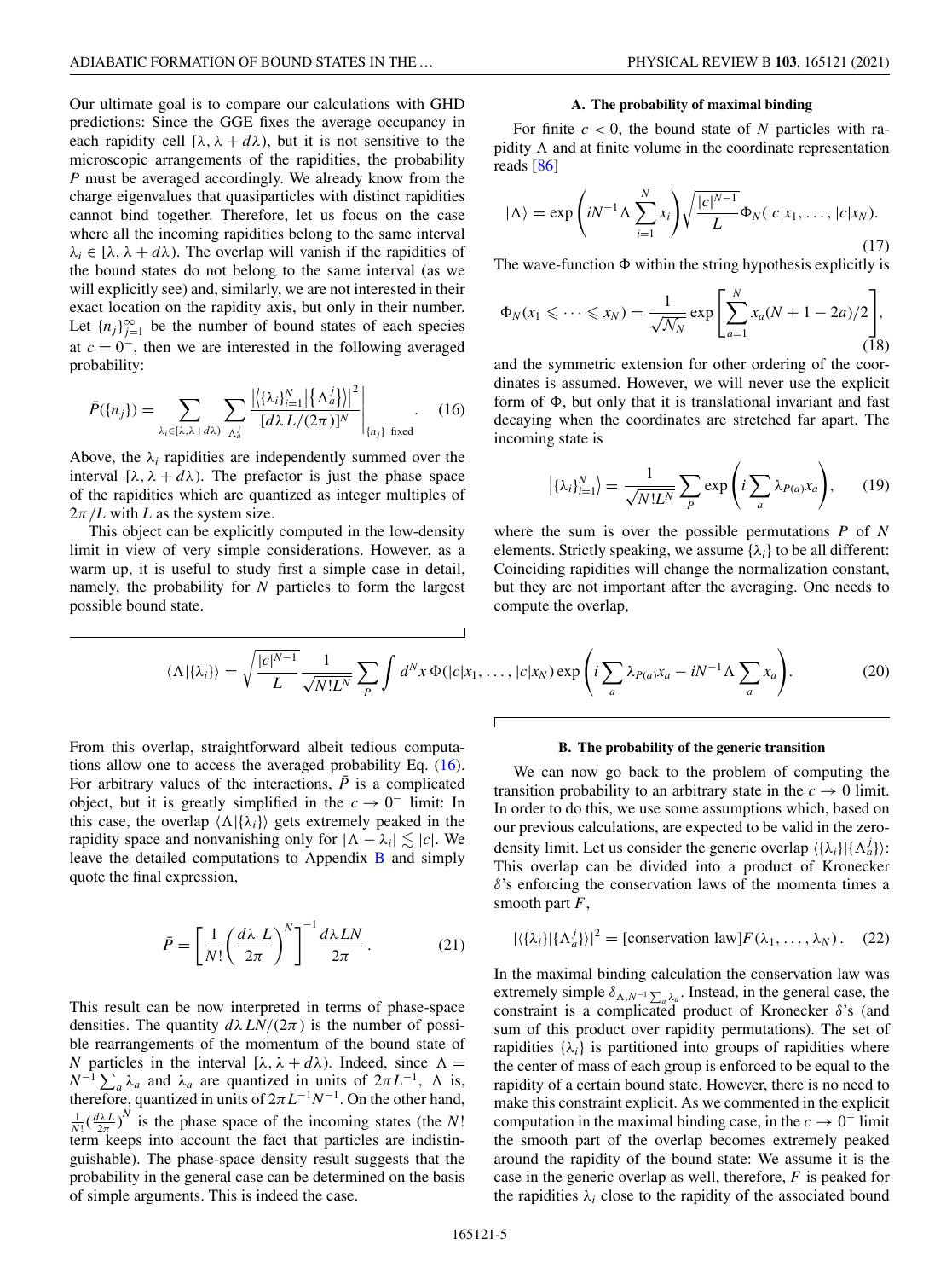Our ultimate goal is to compare our calculations with GHD predictions: Since the GGE fixes the average occupancy in each rapidity cell $[\lambda, \lambda + d\lambda)$, but it is not sensitive to the microscopic arrangements of the rapidities, the probability $P$ must be averaged accordingly. We already know from the charge eigenvalues that quasiparticles with distinct rapidities cannot bind together. Therefore, let us focus on the case where all the incoming rapidities belong to the same interval $\lambda_i \in [\lambda, \lambda + d\lambda)$. The overlap will vanish if the rapidities of the bound states do not belong to the same interval (as we will explicitly see) and, similarly, we are not interested in their exact location on the rapidity axis, but only in their number. Let $\{n_j\}_{j=1}^{\infty}$ be the number of bound states of each species at $c = 0^-$, then we are interested in the following averaged probability:

$$\bar{P}(\{n_j\}) = \sum_{\lambda_i \in [\lambda, \lambda + d\lambda)} \sum_{\Lambda_a^j} \frac{\left|\langle \{\lambda_i\}_{i=1}^N \big| \{\Lambda_a^j\} \rangle\right|^2}{[d\lambda\, L/(2\pi)]^N}\Bigg|_{\{n_j\} \text{ fixed}}. \quad (16)$$

Above, the $\lambda_i$ rapidities are independently summed over the interval $[\lambda, \lambda + d\lambda)$. The prefactor is just the phase space of the rapidities which are quantized as integer multiples of $2\pi/L$ with $L$ as the system size.

This object can be explicitly computed in the low-density limit in view of very simple considerations. However, as a warm up, it is useful to study first a simple case in detail, namely, the probability for $N$ particles to form the largest possible bound state.

### A. The probability of maximal binding

For finite $c < 0$, the bound state of $N$ particles with rapidity $\Lambda$ and at finite volume in the coordinate representation reads [86]

$$|\Lambda\rangle = \exp\left(iN^{-1}\Lambda \sum_{i=1}^N x_i\right) \sqrt{\frac{|c|^{N-1}}{L}}\Phi_N(|c|x_1, \dots, |c|x_N). \quad (17)$$

The wave-function $\Phi$ within the string hypothesis explicitly is

$$\Phi_N(x_1 \leqslant \dots \leqslant x_N) = \frac{1}{\sqrt{\mathcal{N}_N}} \exp\left[\sum_{a=1}^N x_a(N + 1 - 2a)/2\right], \quad (18)$$

and the symmetric extension for other ordering of the coordinates is assumed. However, we will never use the explicit form of $\Phi$, but only that it is translational invariant and fast decaying when the coordinates are stretched far apart. The incoming state is

$$\big|\{\lambda_i\}_{i=1}^N\big\rangle = \frac{1}{\sqrt{N!L^N}} \sum_P \exp\left(i \sum_a \lambda_{P(a)} x_a\right), \quad (19)$$

where the sum is over the possible permutations $P$ of $N$ elements. Strictly speaking, we assume $\{\lambda_i\}$ to be all different: Coinciding rapidities will change the normalization constant, but they are not important after the averaging. One needs to compute the overlap,

$$\langle \Lambda | \{\lambda_i\} \rangle = \sqrt{\frac{|c|^{N-1}}{L}} \frac{1}{\sqrt{N!L^N}} \sum_P \int d^N x\, \Phi(|c|x_1, \dots, |c|x_N) \exp\left(i \sum_a \lambda_{P(a)} x_a - iN^{-1}\Lambda \sum_a x_a\right). \quad (20)$$

From this overlap, straightforward albeit tedious computations allow one to access the averaged probability Eq. (16). For arbitrary values of the interactions, $\bar{P}$ is a complicated object, but it is greatly simplified in the $c \to 0^-$ limit: In this case, the overlap $\langle \Lambda | \{\lambda_i\} \rangle$ gets extremely peaked in the rapidity space and nonvanishing only for $|\Lambda - \lambda_i| \lesssim |c|$. We leave the detailed computations to Appendix B and simply quote the final expression,

$$\bar{P} = \left[\frac{1}{N!}\left(\frac{d\lambda\, L}{2\pi}\right)^N\right]^{-1} \frac{d\lambda\, LN}{2\pi}. \quad (21)$$

This result can be now interpreted in terms of phase-space densities. The quantity $d\lambda\, LN/(2\pi)$ is the number of possible rearrangements of the momentum of the bound state of $N$ particles in the interval $[\lambda, \lambda + d\lambda)$. Indeed, since $\Lambda = N^{-1}\sum_a \lambda_a$ and $\lambda_a$ are quantized in units of $2\pi L^{-1}$, $\Lambda$ is, therefore, quantized in units of $2\pi L^{-1}N^{-1}$. On the other hand, $\frac{1}{N!}(\frac{d\lambda L}{2\pi})^N$ is the phase space of the incoming states (the $N!$ term keeps into account the fact that particles are indistinguishable). The phase-space density result suggests that the probability in the general case can be determined on the basis of simple arguments. This is indeed the case.

### B. The probability of the generic transition

We can now go back to the problem of computing the transition probability to an arbitrary state in the $c \to 0$ limit. In order to do this, we use some assumptions which, based on our previous calculations, are expected to be valid in the zero-density limit. Let us consider the generic overlap $\langle \{\lambda_i\} | \{\Lambda_a^j\} \rangle$: This overlap can be divided into a product of Kronecker $\delta$'s enforcing the conservation laws of the momenta times a smooth part $F$,

$$|\langle \{\lambda_i\} | \{\Lambda_a^j\} \rangle|^2 = [\text{conservation law}] F(\lambda_1, \dots, \lambda_N). \quad (22)$$

In the maximal binding calculation the conservation law was extremely simple $\delta_{\Lambda, N^{-1}\sum_a \lambda_a}$. Instead, in the general case, the constraint is a complicated product of Kronecker $\delta$'s (and sum of this product over rapidity permutations). The set of rapidities $\{\lambda_i\}$ is partitioned into groups of rapidities where the center of mass of each group is enforced to be equal to the rapidity of a certain bound state. However, there is no need to make this constraint explicit. As we commented in the explicit computation in the maximal binding case, in the $c \to 0^-$ limit the smooth part of the overlap becomes extremely peaked around the rapidity of the bound state: We assume it is the case in the generic overlap as well, therefore, $F$ is peaked for the rapidities $\lambda_i$ close to the rapidity of the associated bound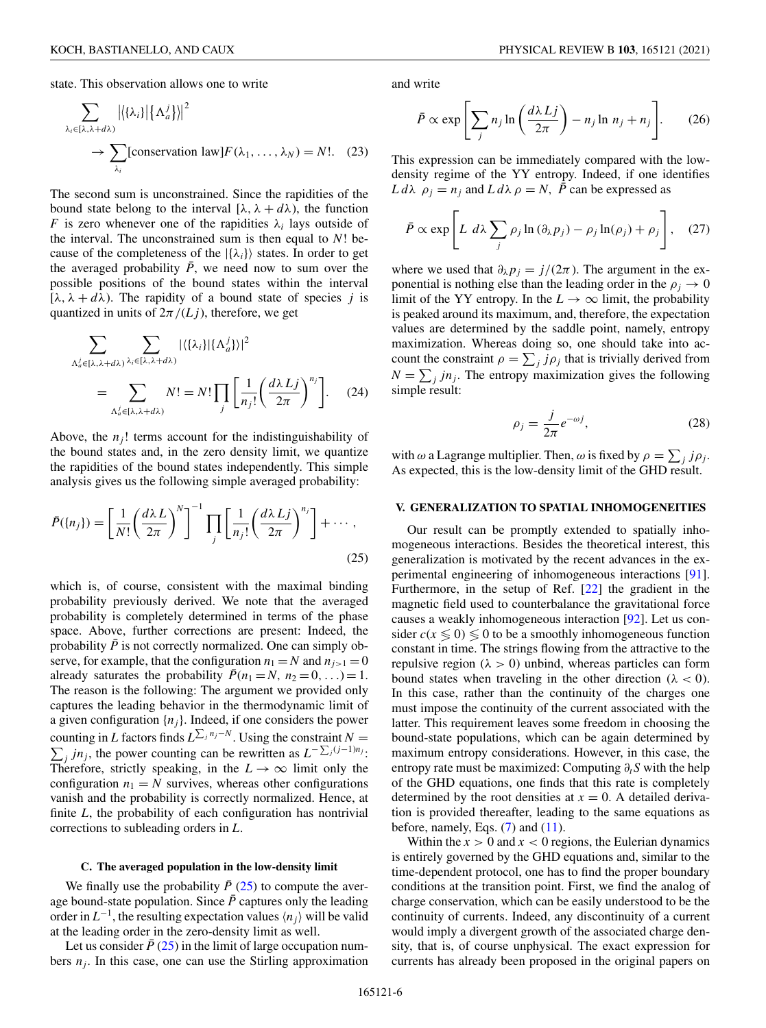state. This observation allows one to write

$$\sum_{\lambda_i \in [\lambda, \lambda + d\lambda)} \left|\left\langle \{\lambda_i\} \middle| \left\{\Lambda_a^j\right\}\right\rangle\right|^2 \\ \to \sum_{\lambda_i} [\text{conservation law}] F(\lambda_1, \dots, \lambda_N) = N!. \quad (23)$$

The second sum is unconstrained. Since the rapidities of the bound state belong to the interval $[\lambda, \lambda + d\lambda)$, the function $F$ is zero whenever one of the rapidities $\lambda_i$ lays outside of the interval. The unconstrained sum is then equal to $N!$ because of the completeness of the $|\{\lambda_i\}\rangle$ states. In order to get the averaged probability $\bar{P}$, we need now to sum over the possible positions of the bound states within the interval $[\lambda, \lambda + d\lambda)$. The rapidity of a bound state of species $j$ is quantized in units of $2\pi/(Lj)$, therefore, we get

$$\sum_{\Lambda_a^j \in [\lambda, \lambda + d\lambda)} \sum_{\lambda_i \in [\lambda, \lambda + d\lambda)} |\langle \{\lambda_i\} | \{\Lambda_a^j\}\rangle|^2 \\ = \sum_{\Lambda_a^j \in [\lambda, \lambda + d\lambda)} N! = N! \prod_j \left[\frac{1}{n_j!}\left(\frac{d\lambda\, Lj}{2\pi}\right)^{n_j}\right]. \quad (24)$$

Above, the $n_j!$ terms account for the indistinguishability of the bound states and, in the zero density limit, we quantize the rapidities of the bound states independently. This simple analysis gives us the following simple averaged probability:

$$\bar{P}(\{n_j\}) = \left[\frac{1}{N!}\left(\frac{d\lambda\, L}{2\pi}\right)^N\right]^{-1} \prod_j \left[\frac{1}{n_j!}\left(\frac{d\lambda\, Lj}{2\pi}\right)^{n_j}\right] + \cdots, \quad (25)$$

which is, of course, consistent with the maximal binding probability previously derived. We note that the averaged probability is completely determined in terms of the phase space. Above, further corrections are present: Indeed, the probability $\bar{P}$ is not correctly normalized. One can simply observe, for example, that the configuration $n_1 = N$ and $n_{j>1} = 0$ already saturates the probability $\bar{P}(n_1 = N, n_2 = 0, \dots) = 1$. The reason is the following: The argument we provided only captures the leading behavior in the thermodynamic limit of a given configuration $\{n_j\}$. Indeed, if one considers the power counting in $L$ factors finds $L^{\sum_j n_j - N}$. Using the constraint $N = \sum_j jn_j$, the power counting can be rewritten as $L^{-\sum_j (j-1)n_j}$: Therefore, strictly speaking, in the $L \to \infty$ limit only the configuration $n_1 = N$ survives, whereas other configurations vanish and the probability is correctly normalized. Hence, at finite $L$, the probability of each configuration has nontrivial corrections to subleading orders in $L$.

### C. The averaged population in the low-density limit

We finally use the probability $\bar{P}$ (25) to compute the average bound-state population. Since $\bar{P}$ captures only the leading order in $L^{-1}$, the resulting expectation values $\langle n_j \rangle$ will be valid at the leading order in the zero-density limit as well.

Let us consider $\bar{P}$ (25) in the limit of large occupation numbers $n_j$. In this case, one can use the Stirling approximation and write

$$\bar{P} \propto \exp\left[\sum_j n_j \ln\left(\frac{d\lambda\, Lj}{2\pi}\right) - n_j \ln n_j + n_j\right]. \quad (26)$$

This expression can be immediately compared with the low-density regime of the YY entropy. Indeed, if one identifies $L\, d\lambda\ \rho_j = n_j$ and $L\, d\lambda\, \rho = N$, $\bar{P}$ can be expressed as

$$\bar{P} \propto \exp\left[L\ d\lambda \sum_j \rho_j \ln(\partial_\lambda p_j) - \rho_j \ln(\rho_j) + \rho_j\right], \quad (27)$$

where we used that $\partial_\lambda p_j = j/(2\pi)$. The argument in the exponential is nothing else than the leading order in the $\rho_j \to 0$ limit of the YY entropy. In the $L \to \infty$ limit, the probability is peaked around its maximum, and, therefore, the expectation values are determined by the saddle point, namely, entropy maximization. Whereas doing so, one should take into account the constraint $\rho = \sum_j j\rho_j$ that is trivially derived from $N = \sum_j jn_j$. The entropy maximization gives the following simple result:

$$\rho_j = \frac{j}{2\pi} e^{-\omega j}, \quad (28)$$

with $\omega$ a Lagrange multiplier. Then, $\omega$ is fixed by $\rho = \sum_j j\rho_j$. As expected, this is the low-density limit of the GHD result.

## V. GENERALIZATION TO SPATIAL INHOMOGENEITIES

Our result can be promptly extended to spatially inhomogeneous interactions. Besides the theoretical interest, this generalization is motivated by the recent advances in the experimental engineering of inhomogeneous interactions [91]. Furthermore, in the setup of Ref. [22] the gradient in the magnetic field used to counterbalance the gravitational force causes a weakly inhomogeneous interaction [92]. Let us consider $c(x \lessgtr 0) \lessgtr 0$ to be a smoothly inhomogeneous function constant in time. The strings flowing from the attractive to the repulsive region ($\lambda > 0$) unbind, whereas particles can form bound states when traveling in the other direction ($\lambda < 0$). In this case, rather than the continuity of the charges one must impose the continuity of the current associated with the latter. This requirement leaves some freedom in choosing the bound-state populations, which can be again determined by maximum entropy considerations. However, in this case, the entropy rate must be maximized: Computing $\partial_t S$ with the help of the GHD equations, one finds that this rate is completely determined by the root densities at $x = 0$. A detailed derivation is provided thereafter, leading to the same equations as before, namely, Eqs. (7) and (11).

Within the $x > 0$ and $x < 0$ regions, the Eulerian dynamics is entirely governed by the GHD equations and, similar to the time-dependent protocol, one has to find the proper boundary conditions at the transition point. First, we find the analog of charge conservation, which can be easily understood to be the continuity of currents. Indeed, any discontinuity of a current would imply a divergent growth of the associated charge density, that is, of course unphysical. The exact expression for currents has already been proposed in the original papers on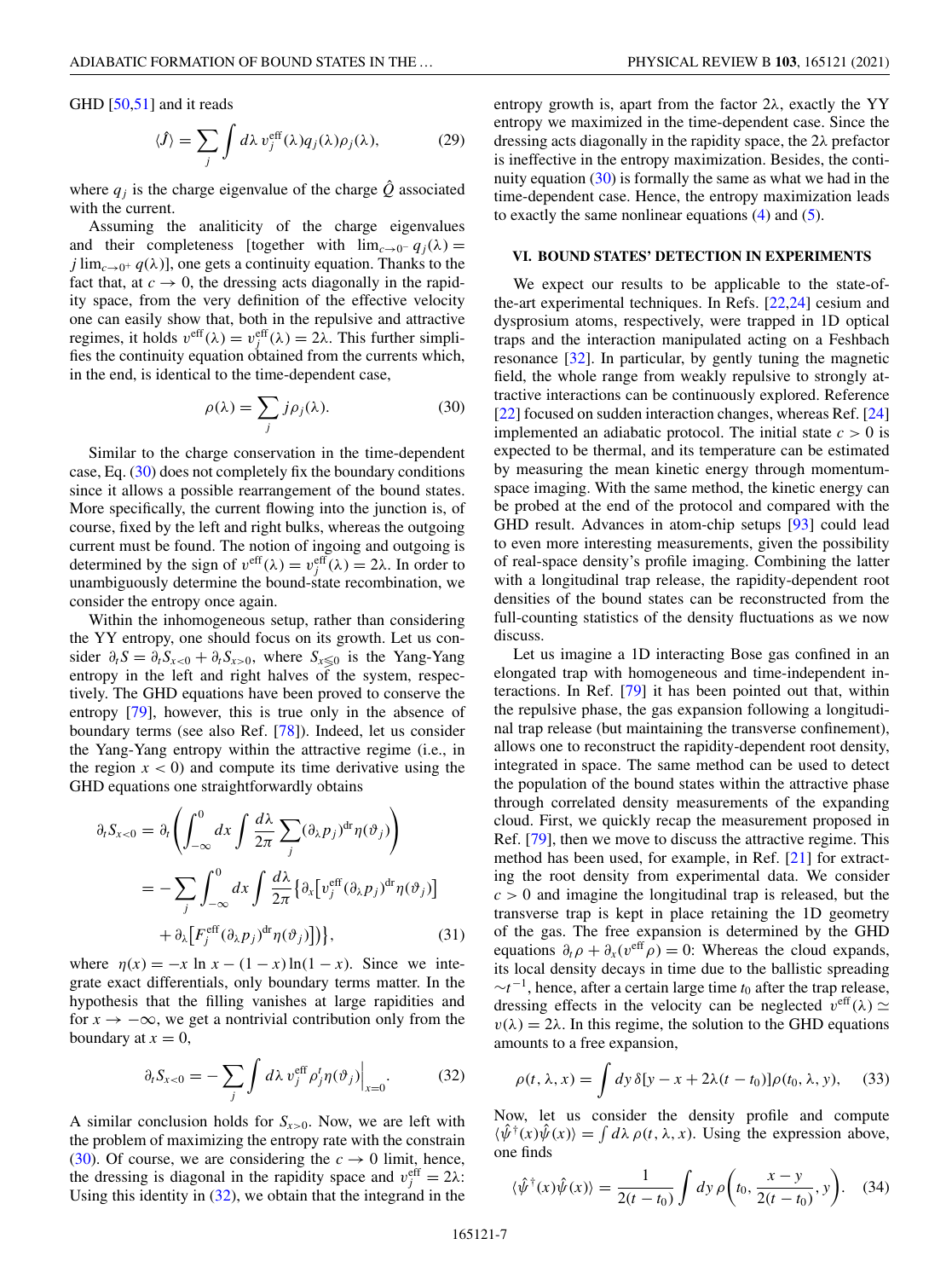GHD [50,51] and it reads

$$\langle \hat{J} \rangle = \sum_j \int d\lambda\, v_j^{\text{eff}}(\lambda) q_j(\lambda) \rho_j(\lambda), \tag{29}$$

where $q_j$ is the charge eigenvalue of the charge $\hat{Q}$ associated with the current.

Assuming the analiticity of the charge eigenvalues and their completeness [together with $\lim_{c\to 0^-} q_j(\lambda) = j \lim_{c\to 0^+} q(\lambda)$], one gets a continuity equation. Thanks to the fact that, at $c \to 0$, the dressing acts diagonally in the rapidity space, from the very definition of the effective velocity one can easily show that, both in the repulsive and attractive regimes, it holds $v^{\text{eff}}(\lambda) = v_j^{\text{eff}}(\lambda) = 2\lambda$. This further simplifies the continuity equation obtained from the currents which, in the end, is identical to the time-dependent case,

$$\rho(\lambda) = \sum_j j \rho_j(\lambda). \tag{30}$$

Similar to the charge conservation in the time-dependent case, Eq. (30) does not completely fix the boundary conditions since it allows a possible rearrangement of the bound states. More specifically, the current flowing into the junction is, of course, fixed by the left and right bulks, whereas the outgoing current must be found. The notion of ingoing and outgoing is determined by the sign of $v^{\text{eff}}(\lambda) = v_j^{\text{eff}}(\lambda) = 2\lambda$. In order to unambiguously determine the bound-state recombination, we consider the entropy once again.

Within the inhomogeneous setup, rather than considering the YY entropy, one should focus on its growth. Let us consider $\partial_t S = \partial_t S_{x<0} + \partial_t S_{x>0}$, where $S_{x\lessgtr 0}$ is the Yang-Yang entropy in the left and right halves of the system, respectively. The GHD equations have been proved to conserve the entropy [79], however, this is true only in the absence of boundary terms (see also Ref. [78]). Indeed, let us consider the Yang-Yang entropy within the attractive regime (i.e., in the region $x < 0$) and compute its time derivative using the GHD equations one straightforwardly obtains

$$\begin{aligned}
\partial_t S_{x<0} &= \partial_t \left( \int_{-\infty}^{0} dx \int \frac{d\lambda}{2\pi} \sum_j (\partial_\lambda p_j)^{\text{dr}} \eta(\vartheta_j) \right) \\
&= -\sum_j \int_{-\infty}^{0} dx \int \frac{d\lambda}{2\pi} \big\{ \partial_x \big[ v_j^{\text{eff}} (\partial_\lambda p_j)^{\text{dr}} \eta(\vartheta_j) \big] \\
&\quad + \partial_\lambda \big[ F_j^{\text{eff}} (\partial_\lambda p_j)^{\text{dr}} \eta(\vartheta_j) \big] \big\},
\end{aligned} \tag{31}$$

where $\eta(x) = -x \ln x - (1-x)\ln(1-x)$. Since we integrate exact differentials, only boundary terms matter. In the hypothesis that the filling vanishes at large rapidities and for $x \to -\infty$, we get a nontrivial contribution only from the boundary at $x = 0$,

$$\partial_t S_{x<0} = -\sum_j \int d\lambda\, v_j^{\text{eff}} \rho_j^t \eta(\vartheta_j) \Big|_{x=0}. \tag{32}$$

A similar conclusion holds for $S_{x>0}$. Now, we are left with the problem of maximizing the entropy rate with the constrain (30). Of course, we are considering the $c \to 0$ limit, hence, the dressing is diagonal in the rapidity space and $v_j^{\text{eff}} = 2\lambda$: Using this identity in (32), we obtain that the integrand in the entropy growth is, apart from the factor $2\lambda$, exactly the YY entropy we maximized in the time-dependent case. Since the dressing acts diagonally in the rapidity space, the $2\lambda$ prefactor is ineffective in the entropy maximization. Besides, the continuity equation (30) is formally the same as what we had in the time-dependent case. Hence, the entropy maximization leads to exactly the same nonlinear equations (4) and (5).

## VI. BOUND STATES' DETECTION IN EXPERIMENTS

We expect our results to be applicable to the state-of-the-art experimental techniques. In Refs. [22,24] cesium and dysprosium atoms, respectively, were trapped in 1D optical traps and the interaction manipulated acting on a Feshbach resonance [32]. In particular, by gently tuning the magnetic field, the whole range from weakly repulsive to strongly attractive interactions can be continuously explored. Reference [22] focused on sudden interaction changes, whereas Ref. [24] implemented an adiabatic protocol. The initial state $c > 0$ is expected to be thermal, and its temperature can be estimated by measuring the mean kinetic energy through momentum-space imaging. With the same method, the kinetic energy can be probed at the end of the protocol and compared with the GHD result. Advances in atom-chip setups [93] could lead to even more interesting measurements, given the possibility of real-space density's profile imaging. Combining the latter with a longitudinal trap release, the rapidity-dependent root densities of the bound states can be reconstructed from the full-counting statistics of the density fluctuations as we now discuss.

Let us imagine a 1D interacting Bose gas confined in an elongated trap with homogeneous and time-independent interactions. In Ref. [79] it has been pointed out that, within the repulsive phase, the gas expansion following a longitudinal trap release (but maintaining the transverse confinement), allows one to reconstruct the rapidity-dependent root density, integrated in space. The same method can be used to detect the population of the bound states within the attractive phase through correlated density measurements of the expanding cloud. First, we quickly recap the measurement proposed in Ref. [79], then we move to discuss the attractive regime. This method has been used, for example, in Ref. [21] for extracting the root density from experimental data. We consider $c > 0$ and imagine the longitudinal trap is released, but the transverse trap is kept in place retaining the 1D geometry of the gas. The free expansion is determined by the GHD equations $\partial_t \rho + \partial_x (v^{\text{eff}} \rho) = 0$: Whereas the cloud expands, its local density decays in time due to the ballistic spreading $\sim t^{-1}$, hence, after a certain large time $t_0$ after the trap release, dressing effects in the velocity can be neglected $v^{\text{eff}}(\lambda) \simeq v(\lambda) = 2\lambda$. In this regime, the solution to the GHD equations amounts to a free expansion,

$$\rho(t, \lambda, x) = \int dy\, \delta[y - x + 2\lambda(t - t_0)] \rho(t_0, \lambda, y), \tag{33}$$

Now, let us consider the density profile and compute $\langle \hat{\psi}^\dagger(x) \hat{\psi}(x) \rangle = \int d\lambda\, \rho(t, \lambda, x)$. Using the expression above, one finds

$$\langle \hat{\psi}^\dagger(x) \hat{\psi}(x) \rangle = \frac{1}{2(t - t_0)} \int dy\, \rho\left(t_0, \frac{x - y}{2(t - t_0)}, y\right). \tag{34}$$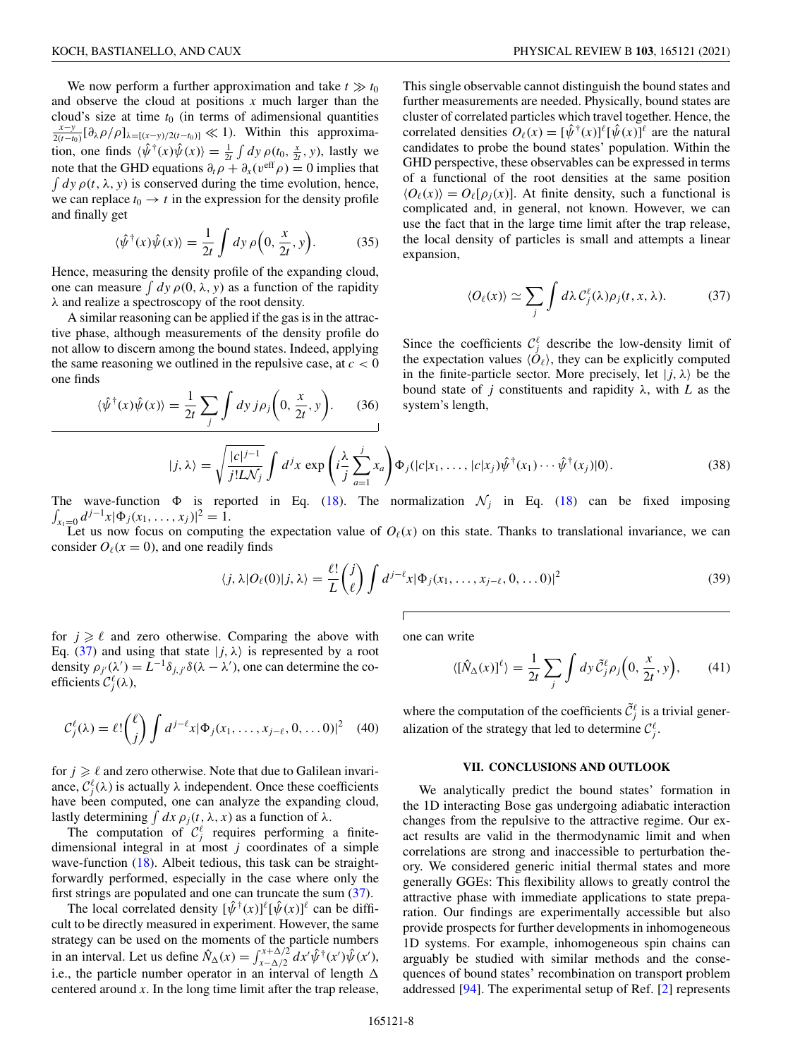We now perform a further approximation and take $t \gg t_0$ and observe the cloud at positions $x$ much larger than the cloud's size at time $t_0$ (in terms of adimensional quantities $\frac{x-y}{2(t-t_0)}[\partial_\lambda \rho/\rho]_{\lambda=[(x-y)/2(t-t_0)]} \ll 1$). Within this approximation, one finds $\langle \hat{\psi}^\dagger(x)\hat{\psi}(x)\rangle = \frac{1}{2t}\int dy\, \rho(t_0, \frac{x}{2t}, y)$, lastly we note that the GHD equations $\partial_t \rho + \partial_x(v^{\text{eff}}\rho) = 0$ implies that $\int dy\, \rho(t, \lambda, y)$ is conserved during the time evolution, hence, we can replace $t_0 \to t$ in the expression for the density profile and finally get

$$\langle \hat{\psi}^\dagger(x)\hat{\psi}(x)\rangle = \frac{1}{2t}\int dy\, \rho\Big(0, \frac{x}{2t}, y\Big). \tag{35}$$

Hence, measuring the density profile of the expanding cloud, one can measure $\int dy\, \rho(0, \lambda, y)$ as a function of the rapidity $\lambda$ and realize a spectroscopy of the root density.

A similar reasoning can be applied if the gas is in the attractive phase, although measurements of the density profile do not allow to discern among the bound states. Indeed, applying the same reasoning we outlined in the repulsive case, at $c < 0$ one finds

$$\langle \hat{\psi}^\dagger(x)\hat{\psi}(x)\rangle = \frac{1}{2t}\sum_j \int dy\, j\rho_j\Big(0, \frac{x}{2t}, y\Big). \tag{36}$$

This single observable cannot distinguish the bound states and further measurements are needed. Physically, bound states are cluster of correlated particles which travel together. Hence, the correlated densities $O_\ell(x) = [\hat{\psi}^\dagger(x)]^\ell[\hat{\psi}(x)]^\ell$ are the natural candidates to probe the bound states' population. Within the GHD perspective, these observables can be expressed in terms of a functional of the root densities at the same position $\langle O_\ell(x)\rangle = O_\ell[\rho_j(x)]$. At finite density, such a functional is complicated and, in general, not known. However, we can use the fact that in the large time limit after the trap release, the local density of particles is small and attempts a linear expansion,

$$\langle O_\ell(x)\rangle \simeq \sum_j \int d\lambda\, \mathcal{C}_j^\ell(\lambda)\rho_j(t, x, \lambda). \tag{37}$$

Since the coefficients $\mathcal{C}_j^\ell$ describe the low-density limit of the expectation values $\langle O_\ell\rangle$, they can be explicitly computed in the finite-particle sector. More precisely, let $|j, \lambda\rangle$ be the bound state of $j$ constituents and rapidity $\lambda$, with $L$ as the system's length,

$$|j, \lambda\rangle = \sqrt{\frac{|c|^{j-1}}{j!L\mathcal{N}_j}}\int d^j x\, \exp\left(i\frac{\lambda}{j}\sum_{a=1}^{j} x_a\right)\Phi_j(|c|x_1, \ldots, |c|x_j)\hat{\psi}^\dagger(x_1)\cdots\hat{\psi}^\dagger(x_j)|0\rangle. \tag{38}$$

The wave-function $\Phi$ is reported in Eq. (18). The normalization $\mathcal{N}_j$ in Eq. (18) can be fixed imposing $\int_{x_1=0} d^{j-1}x|\Phi_j(x_1, \ldots, x_j)|^2 = 1$.

Let us now focus on computing the expectation value of $O_\ell(x)$ on this state. Thanks to translational invariance, we can consider $O_\ell(x = 0)$, and one readily finds

$$\langle j, \lambda|O_\ell(0)|j, \lambda\rangle = \frac{\ell!}{L}\binom{j}{\ell}\int d^{j-\ell}x|\Phi_j(x_1, \ldots, x_{j-\ell}, 0, \ldots 0)|^2 \tag{39}$$

for $j \geqslant \ell$ and zero otherwise. Comparing the above with Eq. (37) and using that state $|j, \lambda\rangle$ is represented by a root density $\rho_{j'}(\lambda') = L^{-1}\delta_{j,j'}\delta(\lambda - \lambda')$, one can determine the coefficients $\mathcal{C}_j^\ell(\lambda)$,

$$\mathcal{C}_j^\ell(\lambda) = \ell!\binom{\ell}{j}\int d^{j-\ell}x|\Phi_j(x_1, \ldots, x_{j-\ell}, 0, \ldots 0)|^2 \tag{40}$$

for $j \geqslant \ell$ and zero otherwise. Note that due to Galilean invariance, $\mathcal{C}_j^\ell(\lambda)$ is actually $\lambda$ independent. Once these coefficients have been computed, one can analyze the expanding cloud, lastly determining $\int dx\, \rho_j(t, \lambda, x)$ as a function of $\lambda$.

The computation of $\mathcal{C}_j^\ell$ requires performing a finite-dimensional integral in at most $j$ coordinates of a simple wave-function (18). Albeit tedious, this task can be straightforwardly performed, especially in the case where only the first strings are populated and one can truncate the sum (37).

The local correlated density $[\hat{\psi}^\dagger(x)]^\ell[\hat{\psi}(x)]^\ell$ can be difficult to be directly measured in experiment. However, the same strategy can be used on the moments of the particle numbers in an interval. Let us define $\hat{N}_\Delta(x) = \int_{x-\Delta/2}^{x+\Delta/2} dx'\hat{\psi}^\dagger(x')\hat{\psi}(x')$, i.e., the particle number operator in an interval of length $\Delta$ centered around $x$. In the long time limit after the trap release, one can write

$$\langle[\hat{N}_\Delta(x)]^\ell\rangle = \frac{1}{2t}\sum_j \int dy\, \tilde{\mathcal{C}}_j^\ell\rho_j\Big(0, \frac{x}{2t}, y\Big), \tag{41}$$

where the computation of the coefficients $\tilde{\mathcal{C}}_j^\ell$ is a trivial generalization of the strategy that led to determine $\mathcal{C}_j^\ell$.

## VII. CONCLUSIONS AND OUTLOOK

We analytically predict the bound states' formation in the 1D interacting Bose gas undergoing adiabatic interaction changes from the repulsive to the attractive regime. Our exact results are valid in the thermodynamic limit and when correlations are strong and inaccessible to perturbation theory. We considered generic initial thermal states and more generally GGEs: This flexibility allows to greatly control the attractive phase with immediate applications to state preparation. Our findings are experimentally accessible but also provide prospects for further developments in inhomogeneous 1D systems. For example, inhomogeneous spin chains can arguably be studied with similar methods and the consequences of bound states' recombination on transport problem addressed [94]. The experimental setup of Ref. [2] represents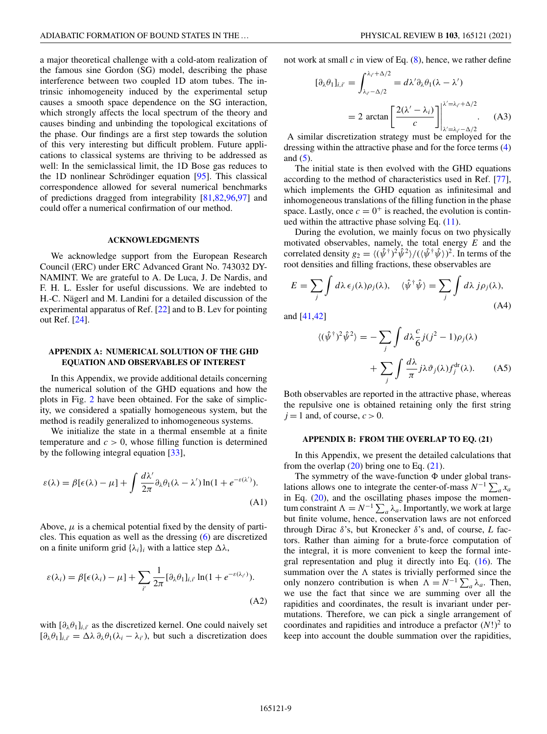a major theoretical challenge with a cold-atom realization of the famous sine Gordon (SG) model, describing the phase interference between two coupled 1D atom tubes. The intrinsic inhomogeneity induced by the experimental setup causes a smooth space dependence on the SG interaction, which strongly affects the local spectrum of the theory and causes binding and unbinding the topological excitations of the phase. Our findings are a first step towards the solution of this very interesting but difficult problem. Future applications to classical systems are thriving to be addressed as well: In the semiclassical limit, the 1D Bose gas reduces to the 1D nonlinear Schrödinger equation [95]. This classical correspondence allowed for several numerical benchmarks of predictions dragged from integrability [81,82,96,97] and could offer a numerical confirmation of our method.

## ACKNOWLEDGMENTS

We acknowledge support from the European Research Council (ERC) under ERC Advanced Grant No. 743032 DYNAMINT. We are grateful to A. De Luca, J. De Nardis, and F. H. L. Essler for useful discussions. We are indebted to H.-C. Nägerl and M. Landini for a detailed discussion of the experimental apparatus of Ref. [22] and to B. Lev for pointing out Ref. [24].

## APPENDIX A: NUMERICAL SOLUTION OF THE GHD EQUATION AND OBSERVABLES OF INTEREST

In this Appendix, we provide additional details concerning the numerical solution of the GHD equations and how the plots in Fig. 2 have been obtained. For the sake of simplicity, we considered a spatially homogeneous system, but the method is readily generalized to inhomogeneous systems.

We initialize the state in a thermal ensemble at a finite temperature and $c > 0$, whose filling function is determined by the following integral equation [33],

$$\varepsilon(\lambda) = \beta[\epsilon(\lambda) - \mu] + \int \frac{d\lambda'}{2\pi}\partial_\lambda\theta_1(\lambda - \lambda')\ln(1 + e^{-\varepsilon(\lambda')}). \tag{A1}$$

Above, $\mu$ is a chemical potential fixed by the density of particles. This equation as well as the dressing (6) are discretized on a finite uniform grid $\{\lambda_i\}_i$ with a lattice step $\Delta\lambda$,

$$\varepsilon(\lambda_i) = \beta[\epsilon(\lambda_i) - \mu] + \sum_{i'}\frac{1}{2\pi}[\partial_\lambda\theta_1]_{i,i'}\ln(1 + e^{-\varepsilon(\lambda_{i'})}). \tag{A2}$$

with $[\partial_\lambda\theta_1]_{i,i'}$ as the discretized kernel. One could naively set $[\partial_\lambda\theta_1]_{i,i'} = \Delta\lambda\,\partial_\lambda\theta_1(\lambda_i - \lambda_{i'})$, but such a discretization does not work at small $c$ in view of Eq. (8), hence, we rather define

$$[\partial_\lambda\theta_1]_{i,i'} = \int_{\lambda_{i'}-\Delta/2}^{\lambda_{i'}+\Delta/2} = d\lambda'\partial_\lambda\theta_1(\lambda - \lambda') = 2\arctan\left[\frac{2(\lambda' - \lambda_i)}{c}\right]\Bigg|_{\lambda'=\lambda_{i'}-\Delta/2}^{\lambda'=\lambda_{i'}+\Delta/2}. \tag{A3}$$

A similar discretization strategy must be employed for the dressing within the attractive phase and for the force terms (4) and (5).

The initial state is then evolved with the GHD equations according to the method of characteristics used in Ref. [77], which implements the GHD equation as infinitesimal and inhomogeneous translations of the filling function in the phase space. Lastly, once $c = 0^+$ is reached, the evolution is continued within the attractive phase solving Eq. (11).

During the evolution, we mainly focus on two physically motivated observables, namely, the total energy $E$ and the correlated density $g_2 = \langle(\hat\psi^\dagger)^2\hat\psi^2\rangle/(\langle\hat\psi^\dagger\hat\psi\rangle)^2$. In terms of the root densities and filling fractions, these observables are

$$E = \sum_j\int d\lambda\,\epsilon_j(\lambda)\rho_j(\lambda), \quad \langle\hat\psi^\dagger\hat\psi\rangle = \sum_j\int d\lambda\, j\rho_j(\lambda), \tag{A4}$$

and [41,42]

$$\langle(\hat\psi^\dagger)^2\hat\psi^2\rangle = -\sum_j\int d\lambda\frac{c}{6}j(j^2-1)\rho_j(\lambda) + \sum_j\int\frac{d\lambda}{\pi}j\lambda\vartheta_j(\lambda)f_j^{\rm dr}(\lambda). \tag{A5}$$

Both observables are reported in the attractive phase, whereas the repulsive one is obtained retaining only the first string $j = 1$ and, of course, $c > 0$.

## APPENDIX B: FROM THE OVERLAP TO EQ. (21)

In this Appendix, we present the detailed calculations that from the overlap (20) bring one to Eq. (21).

The symmetry of the wave-function $\Phi$ under global translations allows one to integrate the center-of-mass $N^{-1}\sum_a x_a$ in Eq. (20), and the oscillating phases impose the momentum constraint $\Lambda = N^{-1}\sum_a\lambda_a$. Importantly, we work at large but finite volume, hence, conservation laws are not enforced through Dirac $\delta$'s, but Kronecker $\delta$'s and, of course, $L$ factors. Rather than aiming for a brute-force computation of the integral, it is more convenient to keep the formal integral representation and plug it directly into Eq. (16). The summation over the $\Lambda$ states is trivially performed since the only nonzero contribution is when $\Lambda = N^{-1}\sum_a\lambda_a$. Then, we use the fact that since we are summing over all the rapidities and coordinates, the result is invariant under permutations. Therefore, we can pick a single arrangement of coordinates and rapidities and introduce a prefactor $(N!)^2$ to keep into account the double summation over the rapidities,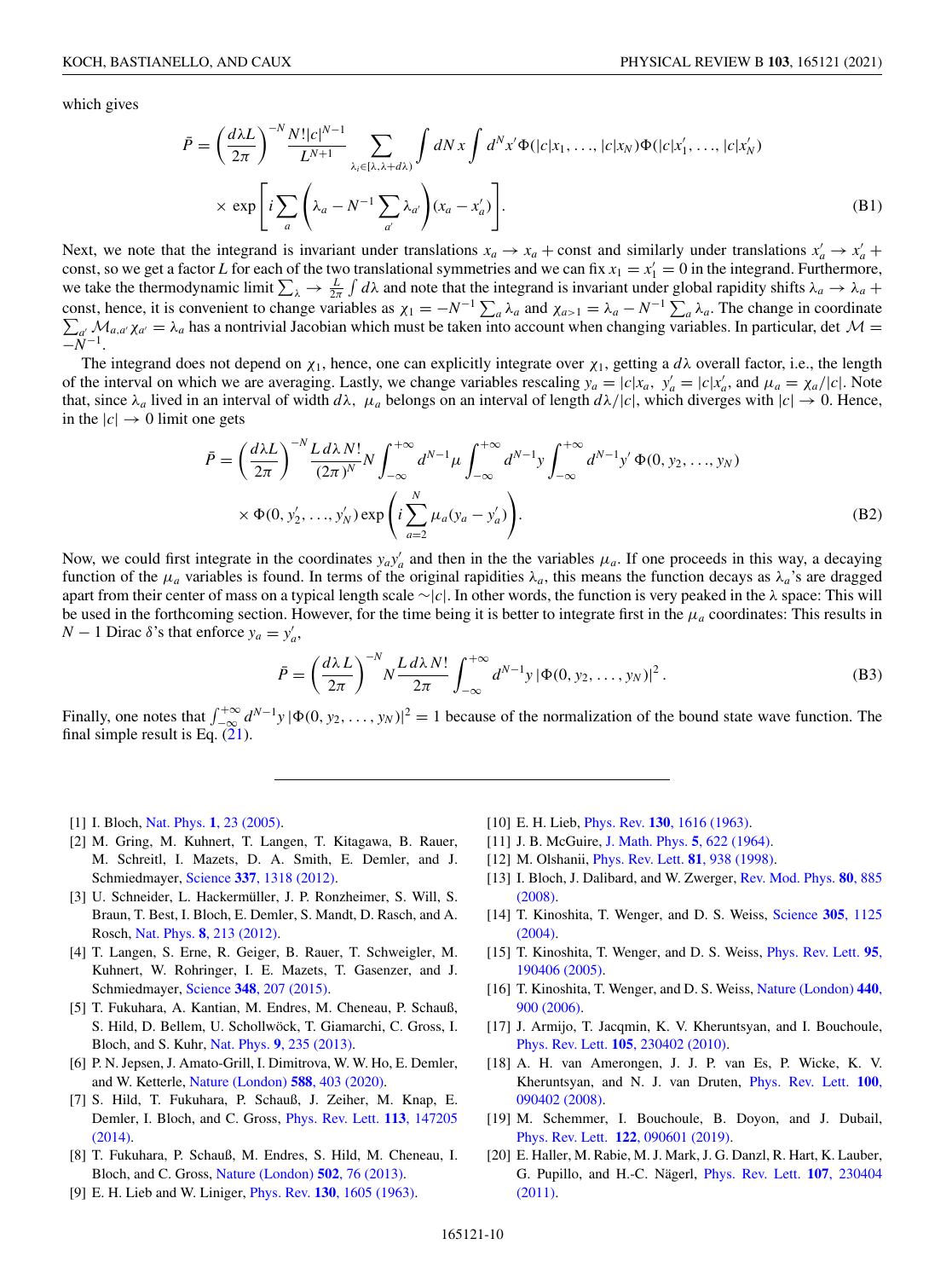which gives

$$\bar{P} = \left(\frac{d\lambda L}{2\pi}\right)^{-N} \frac{N!|c|^{N-1}}{L^{N+1}} \sum_{\lambda_i \in [\lambda, \lambda + d\lambda)} \int dN\, x \int d^N x' \,\Phi(|c|x_1, \dots, |c|x_N)\Phi(|c|x_1', \dots, |c|x_N')$$
$$\times \exp\left[i \sum_a \left(\lambda_a - N^{-1} \sum_{a'} \lambda_{a'}\right)(x_a - x_a')\right]. \tag{B1}$$

Next, we note that the integrand is invariant under translations $x_a \to x_a + \text{const}$ and similarly under translations $x_a' \to x_a' + \text{const}$, so we get a factor $L$ for each of the two translational symmetries and we can fix $x_1 = x_1' = 0$ in the integrand. Furthermore, we take the thermodynamic limit $\sum_\lambda \to \frac{L}{2\pi} \int d\lambda$ and note that the integrand is invariant under global rapidity shifts $\lambda_a \to \lambda_a + \text{const}$, hence, it is convenient to change variables as $\chi_1 = -N^{-1} \sum_a \lambda_a$ and $\chi_{a>1} = \lambda_a - N^{-1} \sum_a \lambda_a$. The change in coordinate $\sum_{a'} \mathcal{M}_{a,a'} \chi_{a'} = \lambda_a$ has a nontrivial Jacobian which must be taken into account when changing variables. In particular, $\det \mathcal{M} = -N^{-1}$.

The integrand does not depend on $\chi_1$, hence, one can explicitly integrate over $\chi_1$, getting a $d\lambda$ overall factor, i.e., the length of the interval on which we are averaging. Lastly, we change variables rescaling $y_a = |c|x_a$, $y_a' = |c|x_a'$, and $\mu_a = \chi_a/|c|$. Note that, since $\lambda_a$ lived in an interval of width $d\lambda$, $\mu_a$ belongs on an interval of length $d\lambda/|c|$, which diverges with $|c| \to 0$. Hence, in the $|c| \to 0$ limit one gets

$$\bar{P} = \left(\frac{d\lambda L}{2\pi}\right)^{-N} \frac{L\, d\lambda\, N!}{(2\pi)^N} N \int_{-\infty}^{+\infty} d^{N-1}\mu \int_{-\infty}^{+\infty} d^{N-1}y \int_{-\infty}^{+\infty} d^{N-1}y' \,\Phi(0, y_2, \dots, y_N)$$
$$\times \Phi(0, y_2', \dots, y_N') \exp\left(i \sum_{a=2}^{N} \mu_a (y_a - y_a')\right). \tag{B2}$$

Now, we could first integrate in the coordinates $y_a y_a'$ and then in the the variables $\mu_a$. If one proceeds in this way, a decaying function of the $\mu_a$ variables is found. In terms of the original rapidities $\lambda_a$, this means the function decays as $\lambda_a$'s are dragged apart from their center of mass on a typical length scale $\sim|c|$. In other words, the function is very peaked in the $\lambda$ space: This will be used in the forthcoming section. However, for the time being it is better to integrate first in the $\mu_a$ coordinates: This results in $N-1$ Dirac $\delta$'s that enforce $y_a = y_a'$,

$$\bar{P} = \left(\frac{d\lambda\, L}{2\pi}\right)^{-N} N \frac{L\, d\lambda\, N!}{2\pi} \int_{-\infty}^{+\infty} d^{N-1}y\, |\Phi(0, y_2, \dots, y_N)|^2. \tag{B3}$$

Finally, one notes that $\int_{-\infty}^{+\infty} d^{N-1}y\, |\Phi(0, y_2, \dots, y_N)|^2 = 1$ because of the normalization of the bound state wave function. The final simple result is Eq. (21).

---

[1] I. Bloch, Nat. Phys. **1**, 23 (2005).

[2] M. Gring, M. Kuhnert, T. Langen, T. Kitagawa, B. Rauer, M. Schreitl, I. Mazets, D. A. Smith, E. Demler, and J. Schmiedmayer, Science **337**, 1318 (2012).

[3] U. Schneider, L. Hackermüller, J. P. Ronzheimer, S. Will, S. Braun, T. Best, I. Bloch, E. Demler, S. Mandt, D. Rasch, and A. Rosch, Nat. Phys. **8**, 213 (2012).

[4] T. Langen, S. Erne, R. Geiger, B. Rauer, T. Schweigler, M. Kuhnert, W. Rohringer, I. E. Mazets, T. Gasenzer, and J. Schmiedmayer, Science **348**, 207 (2015).

[5] T. Fukuhara, A. Kantian, M. Endres, M. Cheneau, P. Schauß, S. Hild, D. Bellem, U. Schollwöck, T. Giamarchi, C. Gross, I. Bloch, and S. Kuhr, Nat. Phys. **9**, 235 (2013).

[6] P. N. Jepsen, J. Amato-Grill, I. Dimitrova, W. W. Ho, E. Demler, and W. Ketterle, Nature (London) **588**, 403 (2020).

[7] S. Hild, T. Fukuhara, P. Schauß, J. Zeiher, M. Knap, E. Demler, I. Bloch, and C. Gross, Phys. Rev. Lett. **113**, 147205 (2014).

[8] T. Fukuhara, P. Schauß, M. Endres, S. Hild, M. Cheneau, I. Bloch, and C. Gross, Nature (London) **502**, 76 (2013).

[9] E. H. Lieb and W. Liniger, Phys. Rev. **130**, 1605 (1963).

[10] E. H. Lieb, Phys. Rev. **130**, 1616 (1963).

[11] J. B. McGuire, J. Math. Phys. **5**, 622 (1964).

[12] M. Olshanii, Phys. Rev. Lett. **81**, 938 (1998).

[13] I. Bloch, J. Dalibard, and W. Zwerger, Rev. Mod. Phys. **80**, 885 (2008).

[14] T. Kinoshita, T. Wenger, and D. S. Weiss, Science **305**, 1125 (2004).

[15] T. Kinoshita, T. Wenger, and D. S. Weiss, Phys. Rev. Lett. **95**, 190406 (2005).

[16] T. Kinoshita, T. Wenger, and D. S. Weiss, Nature (London) **440**, 900 (2006).

[17] J. Armijo, T. Jacqmin, K. V. Kheruntsyan, and I. Bouchoule, Phys. Rev. Lett. **105**, 230402 (2010).

[18] A. H. van Amerongen, J. J. P. van Es, P. Wicke, K. V. Kheruntsyan, and N. J. van Druten, Phys. Rev. Lett. **100**, 090402 (2008).

[19] M. Schemmer, I. Bouchoule, B. Doyon, and J. Dubail, Phys. Rev. Lett. **122**, 090601 (2019).

[20] E. Haller, M. Rabie, M. J. Mark, J. G. Danzl, R. Hart, K. Lauber, G. Pupillo, and H.-C. Nägerl, Phys. Rev. Lett. **107**, 230404 (2011).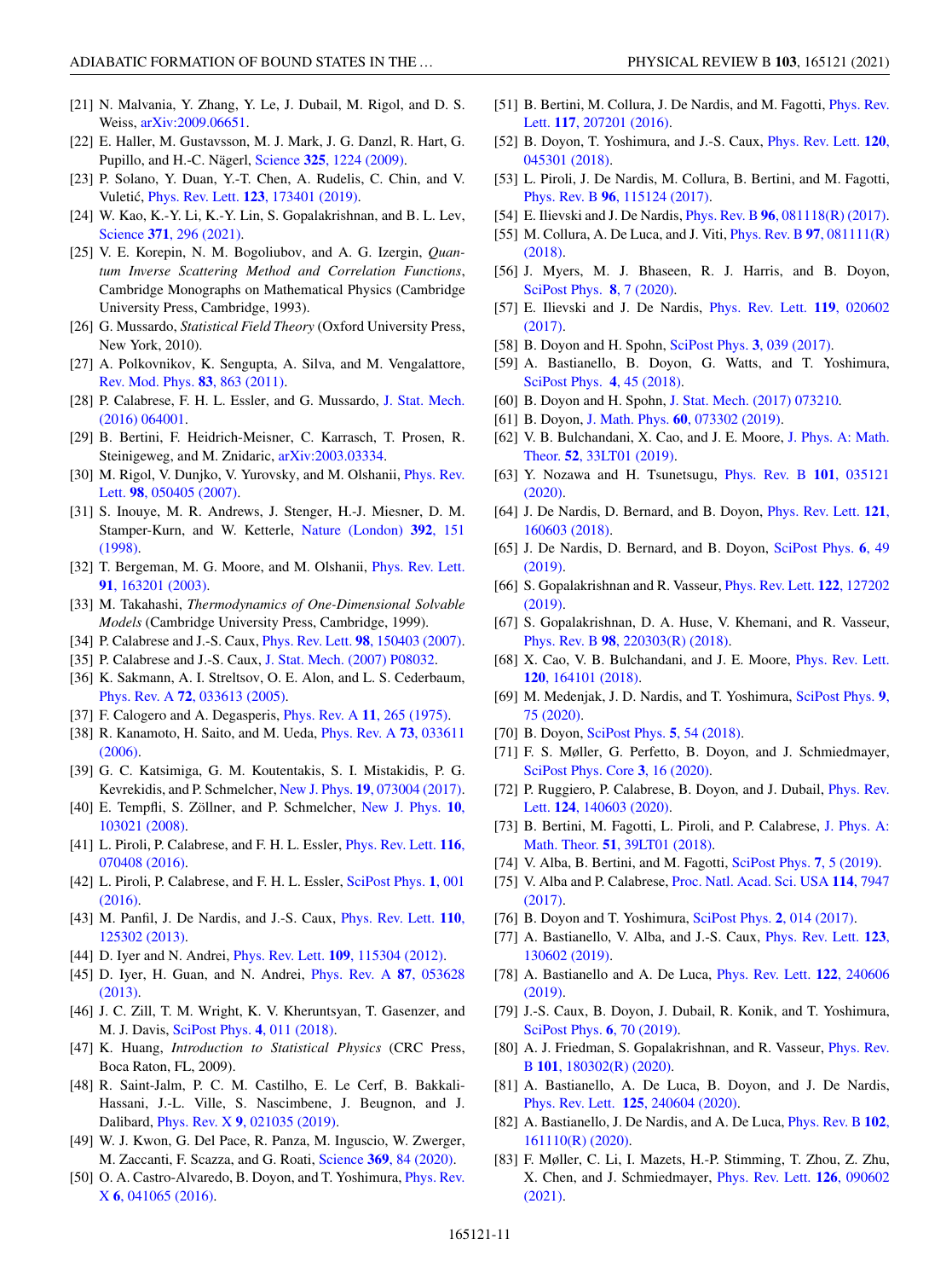[21] N. Malvania, Y. Zhang, Y. Le, J. Dubail, M. Rigol, and D. S. Weiss, arXiv:2009.06651.

[22] E. Haller, M. Gustavsson, M. J. Mark, J. G. Danzl, R. Hart, G. Pupillo, and H.-C. Nägerl, Science **325**, 1224 (2009).

[23] P. Solano, Y. Duan, Y.-T. Chen, A. Rudelis, C. Chin, and V. Vuletić, Phys. Rev. Lett. **123**, 173401 (2019).

[24] W. Kao, K.-Y. Li, K.-Y. Lin, S. Gopalakrishnan, and B. L. Lev, Science **371**, 296 (2021).

[25] V. E. Korepin, N. M. Bogoliubov, and A. G. Izergin, *Quantum Inverse Scattering Method and Correlation Functions*, Cambridge Monographs on Mathematical Physics (Cambridge University Press, Cambridge, 1993).

[26] G. Mussardo, *Statistical Field Theory* (Oxford University Press, New York, 2010).

[27] A. Polkovnikov, K. Sengupta, A. Silva, and M. Vengalattore, Rev. Mod. Phys. **83**, 863 (2011).

[28] P. Calabrese, F. H. L. Essler, and G. Mussardo, J. Stat. Mech. (2016) 064001.

[29] B. Bertini, F. Heidrich-Meisner, C. Karrasch, T. Prosen, R. Steinigeweg, and M. Znidaric, arXiv:2003.03334.

[30] M. Rigol, V. Dunjko, V. Yurovsky, and M. Olshanii, Phys. Rev. Lett. **98**, 050405 (2007).

[31] S. Inouye, M. R. Andrews, J. Stenger, H.-J. Miesner, D. M. Stamper-Kurn, and W. Ketterle, Nature (London) **392**, 151 (1998).

[32] T. Bergeman, M. G. Moore, and M. Olshanii, Phys. Rev. Lett. **91**, 163201 (2003).

[33] M. Takahashi, *Thermodynamics of One-Dimensional Solvable Models* (Cambridge University Press, Cambridge, 1999).

[34] P. Calabrese and J.-S. Caux, Phys. Rev. Lett. **98**, 150403 (2007).

[35] P. Calabrese and J.-S. Caux, J. Stat. Mech. (2007) P08032.

[36] K. Sakmann, A. I. Streltsov, O. E. Alon, and L. S. Cederbaum, Phys. Rev. A **72**, 033613 (2005).

[37] F. Calogero and A. Degasperis, Phys. Rev. A **11**, 265 (1975).

[38] R. Kanamoto, H. Saito, and M. Ueda, Phys. Rev. A **73**, 033611 (2006).

[39] G. C. Katsimiga, G. M. Koutentakis, S. I. Mistakidis, P. G. Kevrekidis, and P. Schmelcher, New J. Phys. **19**, 073004 (2017).

[40] E. Tempfli, S. Zöllner, and P. Schmelcher, New J. Phys. **10**, 103021 (2008).

[41] L. Piroli, P. Calabrese, and F. H. L. Essler, Phys. Rev. Lett. **116**, 070408 (2016).

[42] L. Piroli, P. Calabrese, and F. H. L. Essler, SciPost Phys. **1**, 001 (2016).

[43] M. Panfil, J. De Nardis, and J.-S. Caux, Phys. Rev. Lett. **110**, 125302 (2013).

[44] D. Iyer and N. Andrei, Phys. Rev. Lett. **109**, 115304 (2012).

[45] D. Iyer, H. Guan, and N. Andrei, Phys. Rev. A **87**, 053628 (2013).

[46] J. C. Zill, T. M. Wright, K. V. Kheruntsyan, T. Gasenzer, and M. J. Davis, SciPost Phys. **4**, 011 (2018).

[47] K. Huang, *Introduction to Statistical Physics* (CRC Press, Boca Raton, FL, 2009).

[48] R. Saint-Jalm, P. C. M. Castilho, E. Le Cerf, B. Bakkali-Hassani, J.-L. Ville, S. Nascimbene, J. Beugnon, and J. Dalibard, Phys. Rev. X **9**, 021035 (2019).

[49] W. J. Kwon, G. Del Pace, R. Panza, M. Inguscio, W. Zwerger, M. Zaccanti, F. Scazza, and G. Roati, Science **369**, 84 (2020).

[50] O. A. Castro-Alvaredo, B. Doyon, and T. Yoshimura, Phys. Rev. X **6**, 041065 (2016).

[51] B. Bertini, M. Collura, J. De Nardis, and M. Fagotti, Phys. Rev. Lett. **117**, 207201 (2016).

[52] B. Doyon, T. Yoshimura, and J.-S. Caux, Phys. Rev. Lett. **120**, 045301 (2018).

[53] L. Piroli, J. De Nardis, M. Collura, B. Bertini, and M. Fagotti, Phys. Rev. B **96**, 115124 (2017).

[54] E. Ilievski and J. De Nardis, Phys. Rev. B **96**, 081118(R) (2017).

[55] M. Collura, A. De Luca, and J. Viti, Phys. Rev. B **97**, 081111(R) (2018).

[56] J. Myers, M. J. Bhaseen, R. J. Harris, and B. Doyon, SciPost Phys. **8**, 7 (2020).

[57] E. Ilievski and J. De Nardis, Phys. Rev. Lett. **119**, 020602 (2017).

[58] B. Doyon and H. Spohn, SciPost Phys. **3**, 039 (2017).

[59] A. Bastianello, B. Doyon, G. Watts, and T. Yoshimura, SciPost Phys. **4**, 45 (2018).

[60] B. Doyon and H. Spohn, J. Stat. Mech. (2017) 073210.

[61] B. Doyon, J. Math. Phys. **60**, 073302 (2019).

[62] V. B. Bulchandani, X. Cao, and J. E. Moore, J. Phys. A: Math. Theor. **52**, 33LT01 (2019).

[63] Y. Nozawa and H. Tsunetsugu, Phys. Rev. B **101**, 035121 (2020).

[64] J. De Nardis, D. Bernard, and B. Doyon, Phys. Rev. Lett. **121**, 160603 (2018).

[65] J. De Nardis, D. Bernard, and B. Doyon, SciPost Phys. **6**, 49 (2019).

[66] S. Gopalakrishnan and R. Vasseur, Phys. Rev. Lett. **122**, 127202 (2019).

[67] S. Gopalakrishnan, D. A. Huse, V. Khemani, and R. Vasseur, Phys. Rev. B **98**, 220303(R) (2018).

[68] X. Cao, V. B. Bulchandani, and J. E. Moore, Phys. Rev. Lett. **120**, 164101 (2018).

[69] M. Medenjak, J. D. Nardis, and T. Yoshimura, SciPost Phys. **9**, 75 (2020).

[70] B. Doyon, SciPost Phys. **5**, 54 (2018).

[71] F. S. Møller, G. Perfetto, B. Doyon, and J. Schmiedmayer, SciPost Phys. Core **3**, 16 (2020).

[72] P. Ruggiero, P. Calabrese, B. Doyon, and J. Dubail, Phys. Rev. Lett. **124**, 140603 (2020).

[73] B. Bertini, M. Fagotti, L. Piroli, and P. Calabrese, J. Phys. A: Math. Theor. **51**, 39LT01 (2018).

[74] V. Alba, B. Bertini, and M. Fagotti, SciPost Phys. **7**, 5 (2019).

[75] V. Alba and P. Calabrese, Proc. Natl. Acad. Sci. USA **114**, 7947 (2017).

[76] B. Doyon and T. Yoshimura, SciPost Phys. **2**, 014 (2017).

[77] A. Bastianello, V. Alba, and J.-S. Caux, Phys. Rev. Lett. **123**, 130602 (2019).

[78] A. Bastianello and A. De Luca, Phys. Rev. Lett. **122**, 240606 (2019).

[79] J.-S. Caux, B. Doyon, J. Dubail, R. Konik, and T. Yoshimura, SciPost Phys. **6**, 70 (2019).

[80] A. J. Friedman, S. Gopalakrishnan, and R. Vasseur, Phys. Rev. B **101**, 180302(R) (2020).

[81] A. Bastianello, A. De Luca, B. Doyon, and J. De Nardis, Phys. Rev. Lett. **125**, 240604 (2020).

[82] A. Bastianello, J. De Nardis, and A. De Luca, Phys. Rev. B **102**, 161110(R) (2020).

[83] F. Møller, C. Li, I. Mazets, H.-P. Stimming, T. Zhou, Z. Zhu, X. Chen, and J. Schmiedmayer, Phys. Rev. Lett. **126**, 090602 (2021).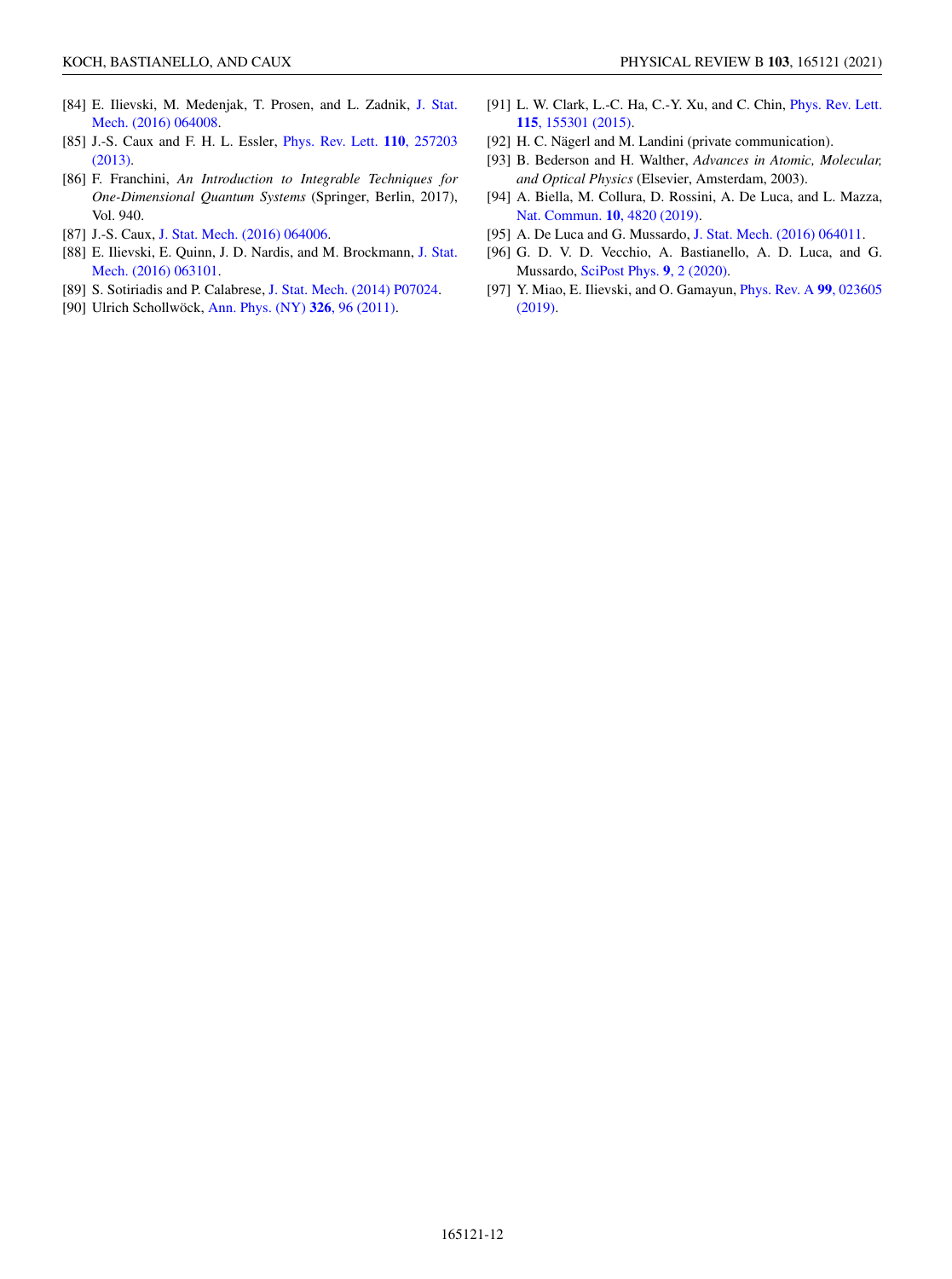[84] E. Ilievski, M. Medenjak, T. Prosen, and L. Zadnik, J. Stat. Mech. (2016) 064008.

[85] J.-S. Caux and F. H. L. Essler, Phys. Rev. Lett. **110**, 257203 (2013).

[86] F. Franchini, *An Introduction to Integrable Techniques for One-Dimensional Quantum Systems* (Springer, Berlin, 2017), Vol. 940.

[87] J.-S. Caux, J. Stat. Mech. (2016) 064006.

[88] E. Ilievski, E. Quinn, J. D. Nardis, and M. Brockmann, J. Stat. Mech. (2016) 063101.

[89] S. Sotiriadis and P. Calabrese, J. Stat. Mech. (2014) P07024.

[90] Ulrich Schollwöck, Ann. Phys. (NY) **326**, 96 (2011).

[91] L. W. Clark, L.-C. Ha, C.-Y. Xu, and C. Chin, Phys. Rev. Lett. **115**, 155301 (2015).

[92] H. C. Nägerl and M. Landini (private communication).

[93] B. Bederson and H. Walther, *Advances in Atomic, Molecular, and Optical Physics* (Elsevier, Amsterdam, 2003).

[94] A. Biella, M. Collura, D. Rossini, A. De Luca, and L. Mazza, Nat. Commun. **10**, 4820 (2019).

[95] A. De Luca and G. Mussardo, J. Stat. Mech. (2016) 064011.

[96] G. D. V. D. Vecchio, A. Bastianello, A. D. Luca, and G. Mussardo, SciPost Phys. **9**, 2 (2020).

[97] Y. Miao, E. Ilievski, and O. Gamayun, Phys. Rev. A **99**, 023605 (2019).